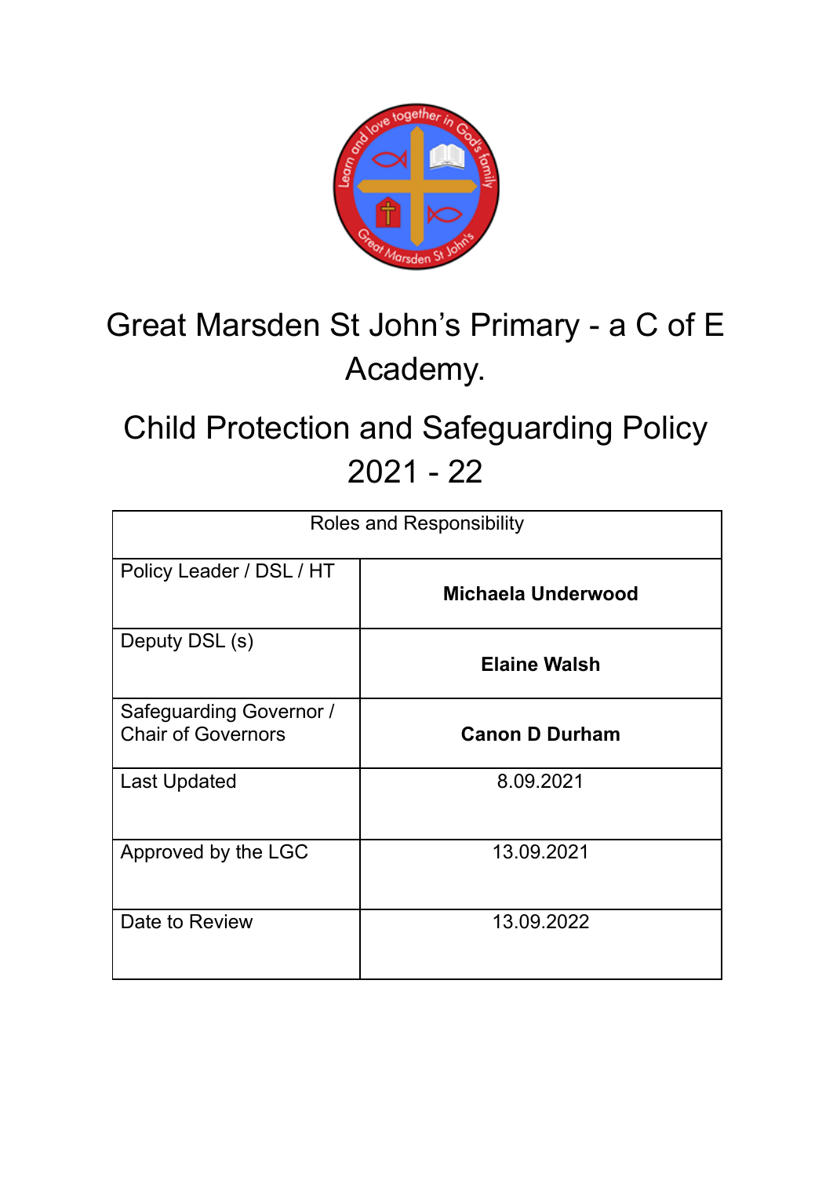# Great Marsden St John's Primary - a C of E Academy.

# Child Protection and Safeguarding Policy 2021 - 22

| Roles and Responsibility | |
|---|---|
| Policy Leader / DSL / HT | **Michaela Underwood** |
| Deputy DSL (s) | **Elaine Walsh** |
| Safeguarding Governor / Chair of Governors | **Canon D Durham** |
| Last Updated | 8.09.2021 |
| Approved by the LGC | 13.09.2021 |
| Date to Review | 13.09.2022 |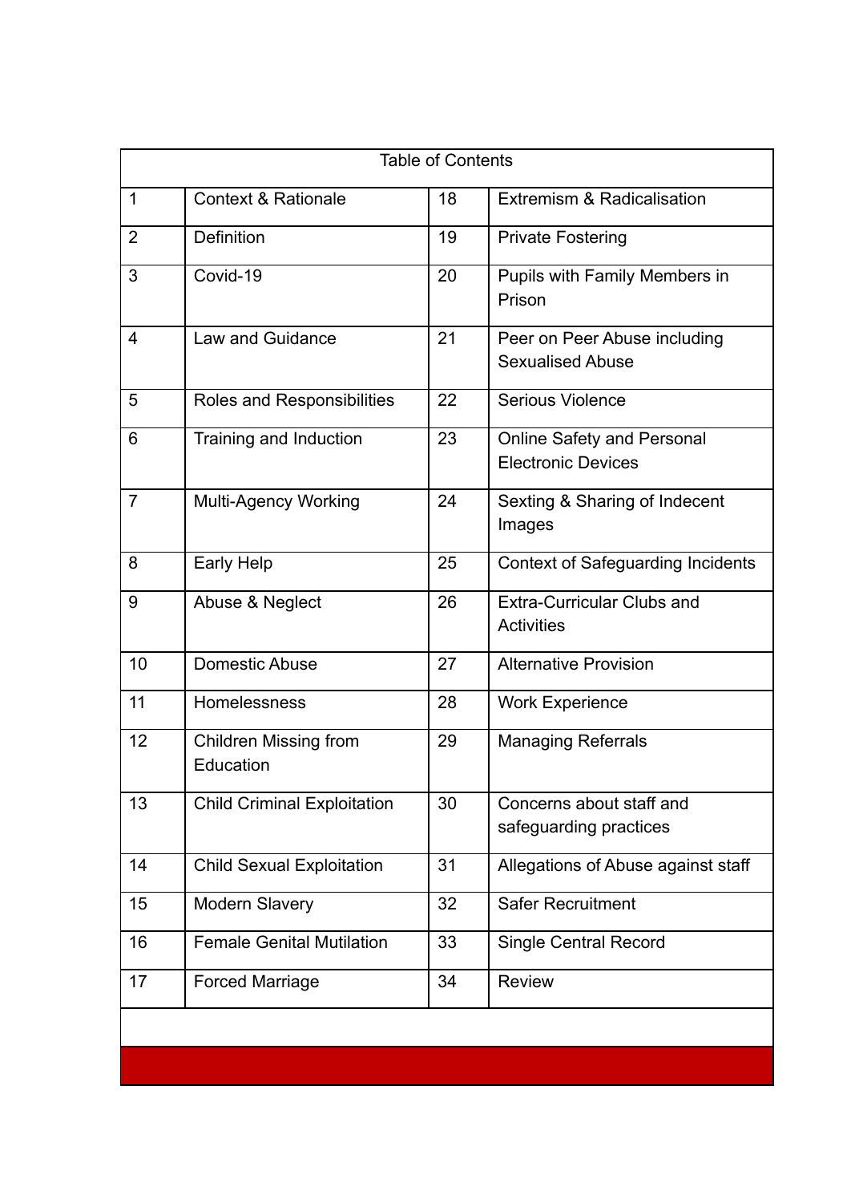| Table of Contents | | | |
|---|---|---|---|
| 1 | Context & Rationale | 18 | Extremism & Radicalisation |
| 2 | Definition | 19 | Private Fostering |
| 3 | Covid-19 | 20 | Pupils with Family Members in Prison |
| 4 | Law and Guidance | 21 | Peer on Peer Abuse including Sexualised Abuse |
| 5 | Roles and Responsibilities | 22 | Serious Violence |
| 6 | Training and Induction | 23 | Online Safety and Personal Electronic Devices |
| 7 | Multi-Agency Working | 24 | Sexting & Sharing of Indecent Images |
| 8 | Early Help | 25 | Context of Safeguarding Incidents |
| 9 | Abuse & Neglect | 26 | Extra-Curricular Clubs and Activities |
| 10 | Domestic Abuse | 27 | Alternative Provision |
| 11 | Homelessness | 28 | Work Experience |
| 12 | Children Missing from Education | 29 | Managing Referrals |
| 13 | Child Criminal Exploitation | 30 | Concerns about staff and safeguarding practices |
| 14 | Child Sexual Exploitation | 31 | Allegations of Abuse against staff |
| 15 | Modern Slavery | 32 | Safer Recruitment |
| 16 | Female Genital Mutilation | 33 | Single Central Record |
| 17 | Forced Marriage | 34 | Review |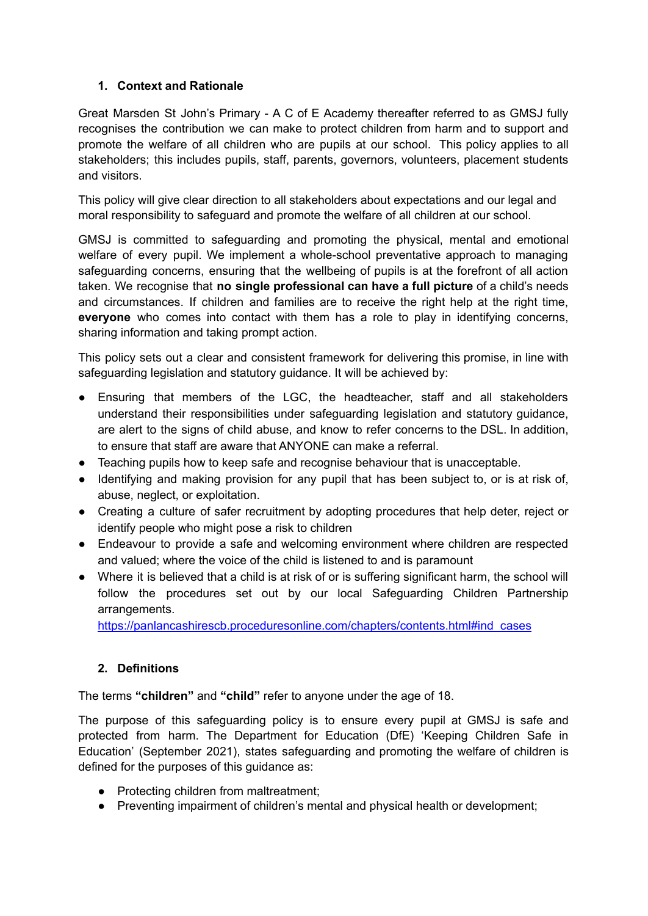## 1. Context and Rationale

Great Marsden St John's Primary - A C of E Academy thereafter referred to as GMSJ fully recognises the contribution we can make to protect children from harm and to support and promote the welfare of all children who are pupils at our school. This policy applies to all stakeholders; this includes pupils, staff, parents, governors, volunteers, placement students and visitors.

This policy will give clear direction to all stakeholders about expectations and our legal and moral responsibility to safeguard and promote the welfare of all children at our school.

GMSJ is committed to safeguarding and promoting the physical, mental and emotional welfare of every pupil. We implement a whole-school preventative approach to managing safeguarding concerns, ensuring that the wellbeing of pupils is at the forefront of all action taken. We recognise that **no single professional can have a full picture** of a child's needs and circumstances. If children and families are to receive the right help at the right time, **everyone** who comes into contact with them has a role to play in identifying concerns, sharing information and taking prompt action.

This policy sets out a clear and consistent framework for delivering this promise, in line with safeguarding legislation and statutory guidance. It will be achieved by:

- Ensuring that members of the LGC, the headteacher, staff and all stakeholders understand their responsibilities under safeguarding legislation and statutory guidance, are alert to the signs of child abuse, and know to refer concerns to the DSL. In addition, to ensure that staff are aware that ANYONE can make a referral.
- Teaching pupils how to keep safe and recognise behaviour that is unacceptable.
- Identifying and making provision for any pupil that has been subject to, or is at risk of, abuse, neglect, or exploitation.
- Creating a culture of safer recruitment by adopting procedures that help deter, reject or identify people who might pose a risk to children
- Endeavour to provide a safe and welcoming environment where children are respected and valued; where the voice of the child is listened to and is paramount
- Where it is believed that a child is at risk of or is suffering significant harm, the school will follow the procedures set out by our local Safeguarding Children Partnership arrangements. https://panlancashirescb.proceduresonline.com/chapters/contents.html#ind_cases

## 2. Definitions

The terms **"children"** and **"child"** refer to anyone under the age of 18.

The purpose of this safeguarding policy is to ensure every pupil at GMSJ is safe and protected from harm. The Department for Education (DfE) 'Keeping Children Safe in Education' (September 2021), states safeguarding and promoting the welfare of children is defined for the purposes of this guidance as:

- Protecting children from maltreatment;
- Preventing impairment of children's mental and physical health or development;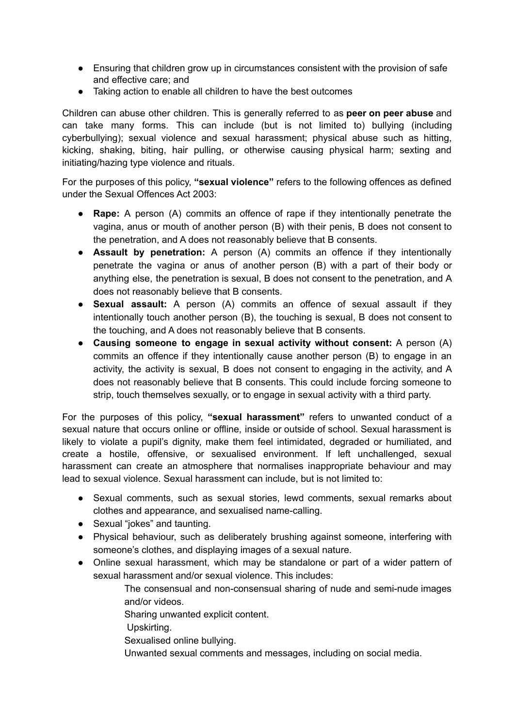- Ensuring that children grow up in circumstances consistent with the provision of safe and effective care; and
- Taking action to enable all children to have the best outcomes

Children can abuse other children. This is generally referred to as **peer on peer abuse** and can take many forms. This can include (but is not limited to) bullying (including cyberbullying); sexual violence and sexual harassment; physical abuse such as hitting, kicking, shaking, biting, hair pulling, or otherwise causing physical harm; sexting and initiating/hazing type violence and rituals.

For the purposes of this policy, **"sexual violence"** refers to the following offences as defined under the Sexual Offences Act 2003:

- **Rape:** A person (A) commits an offence of rape if they intentionally penetrate the vagina, anus or mouth of another person (B) with their penis, B does not consent to the penetration, and A does not reasonably believe that B consents.
- **Assault by penetration:** A person (A) commits an offence if they intentionally penetrate the vagina or anus of another person (B) with a part of their body or anything else, the penetration is sexual, B does not consent to the penetration, and A does not reasonably believe that B consents.
- **Sexual assault:** A person (A) commits an offence of sexual assault if they intentionally touch another person (B), the touching is sexual, B does not consent to the touching, and A does not reasonably believe that B consents.
- **Causing someone to engage in sexual activity without consent:** A person (A) commits an offence if they intentionally cause another person (B) to engage in an activity, the activity is sexual, B does not consent to engaging in the activity, and A does not reasonably believe that B consents. This could include forcing someone to strip, touch themselves sexually, or to engage in sexual activity with a third party.

For the purposes of this policy, **"sexual harassment"** refers to unwanted conduct of a sexual nature that occurs online or offline, inside or outside of school. Sexual harassment is likely to violate a pupil's dignity, make them feel intimidated, degraded or humiliated, and create a hostile, offensive, or sexualised environment. If left unchallenged, sexual harassment can create an atmosphere that normalises inappropriate behaviour and may lead to sexual violence. Sexual harassment can include, but is not limited to:

- Sexual comments, such as sexual stories, lewd comments, sexual remarks about clothes and appearance, and sexualised name-calling.
- Sexual "jokes" and taunting.
- Physical behaviour, such as deliberately brushing against someone, interfering with someone's clothes, and displaying images of a sexual nature.
- Online sexual harassment, which may be standalone or part of a wider pattern of sexual harassment and/or sexual violence. This includes:
  - The consensual and non-consensual sharing of nude and semi-nude images and/or videos.
  - Sharing unwanted explicit content.
  - Upskirting.
  - Sexualised online bullying.
  - Unwanted sexual comments and messages, including on social media.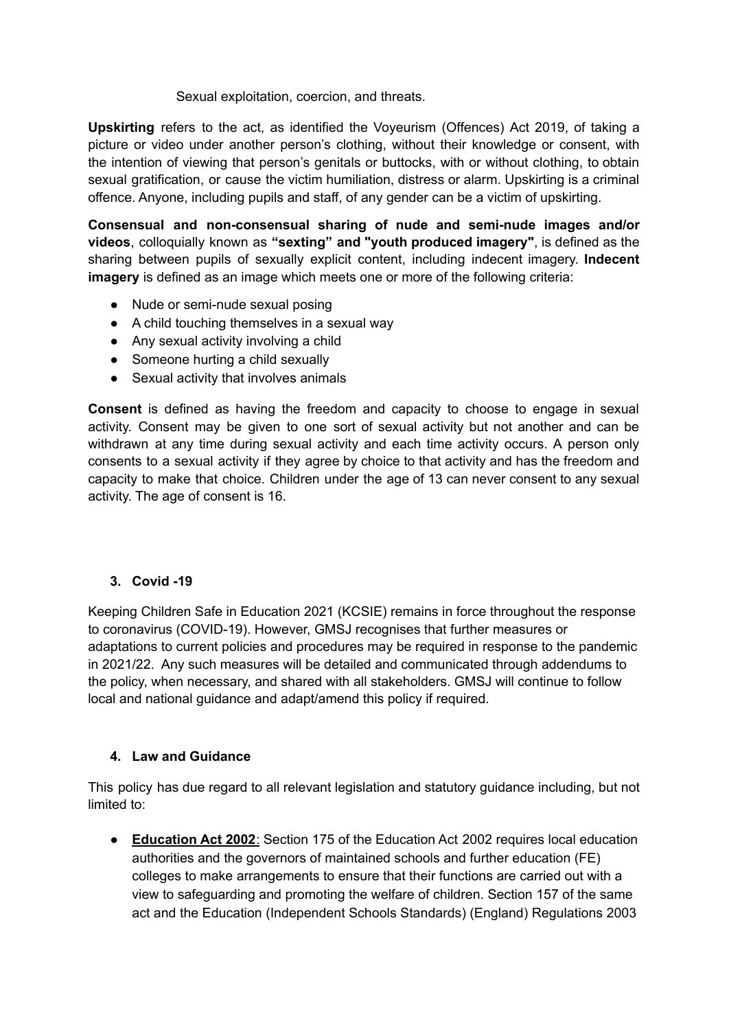Sexual exploitation, coercion, and threats.

**Upskirting** refers to the act, as identified the Voyeurism (Offences) Act 2019, of taking a picture or video under another person's clothing, without their knowledge or consent, with the intention of viewing that person's genitals or buttocks, with or without clothing, to obtain sexual gratification, or cause the victim humiliation, distress or alarm. Upskirting is a criminal offence. Anyone, including pupils and staff, of any gender can be a victim of upskirting.

**Consensual and non-consensual sharing of nude and semi-nude images and/or videos**, colloquially known as **"sexting" and "youth produced imagery"**, is defined as the sharing between pupils of sexually explicit content, including indecent imagery. **Indecent imagery** is defined as an image which meets one or more of the following criteria:

- Nude or semi-nude sexual posing
- A child touching themselves in a sexual way
- Any sexual activity involving a child
- Someone hurting a child sexually
- Sexual activity that involves animals

**Consent** is defined as having the freedom and capacity to choose to engage in sexual activity. Consent may be given to one sort of sexual activity but not another and can be withdrawn at any time during sexual activity and each time activity occurs. A person only consents to a sexual activity if they agree by choice to that activity and has the freedom and capacity to make that choice. Children under the age of 13 can never consent to any sexual activity. The age of consent is 16.

## 3. Covid -19

Keeping Children Safe in Education 2021 (KCSIE) remains in force throughout the response to coronavirus (COVID-19). However, GMSJ recognises that further measures or adaptations to current policies and procedures may be required in response to the pandemic in 2021/22. Any such measures will be detailed and communicated through addendums to the policy, when necessary, and shared with all stakeholders. GMSJ will continue to follow local and national guidance and adapt/amend this policy if required.

## 4. Law and Guidance

This policy has due regard to all relevant legislation and statutory guidance including, but not limited to:

- **Education Act 2002**: Section 175 of the Education Act 2002 requires local education authorities and the governors of maintained schools and further education (FE) colleges to make arrangements to ensure that their functions are carried out with a view to safeguarding and promoting the welfare of children. Section 157 of the same act and the Education (Independent Schools Standards) (England) Regulations 2003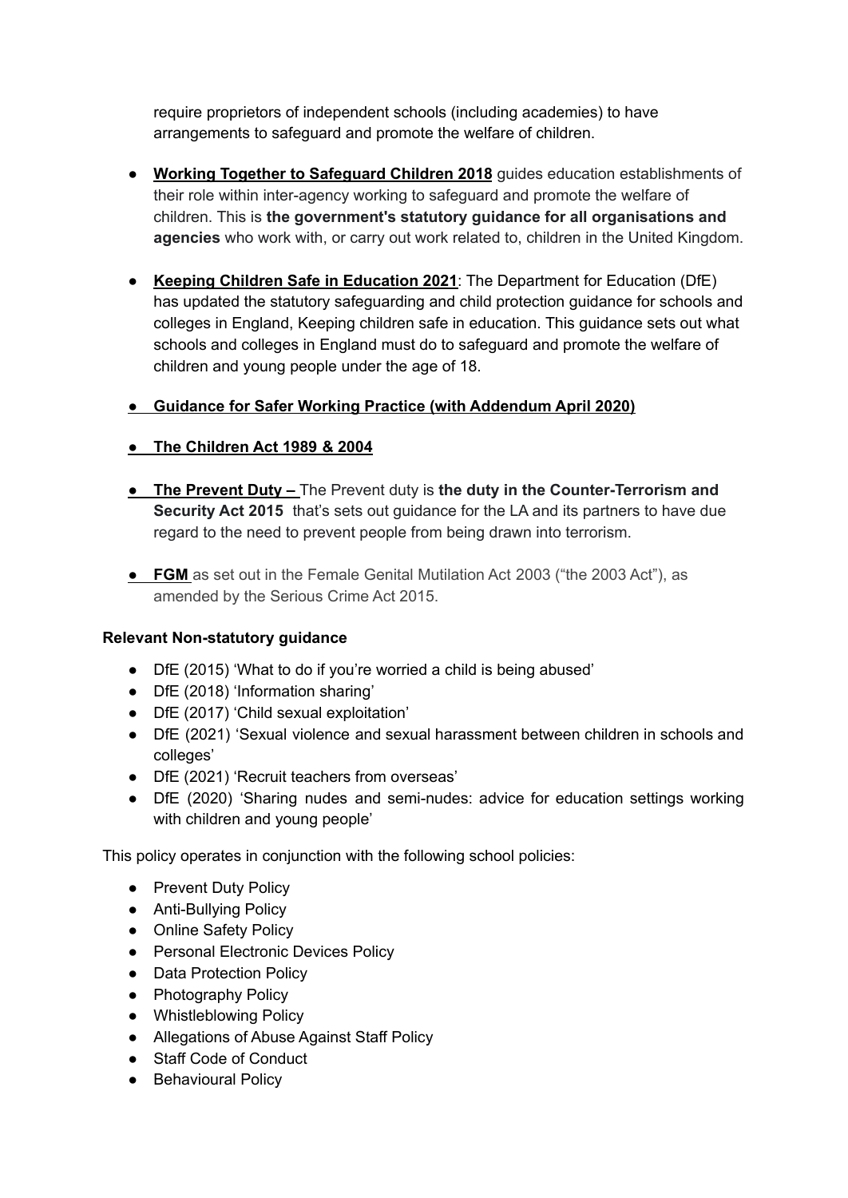require proprietors of independent schools (including academies) to have arrangements to safeguard and promote the welfare of children.

- **Working Together to Safeguard Children 2018** guides education establishments of their role within inter-agency working to safeguard and promote the welfare of children. This is **the government's statutory guidance for all organisations and agencies** who work with, or carry out work related to, children in the United Kingdom.

- **Keeping Children Safe in Education 2021**: The Department for Education (DfE) has updated the statutory safeguarding and child protection guidance for schools and colleges in England, Keeping children safe in education. This guidance sets out what schools and colleges in England must do to safeguard and promote the welfare of children and young people under the age of 18.

- **Guidance for Safer Working Practice (with Addendum April 2020)**

- **The Children Act 1989 & 2004**

- **The Prevent Duty –** The Prevent duty is **the duty in the Counter-Terrorism and Security Act 2015** that's sets out guidance for the LA and its partners to have due regard to the need to prevent people from being drawn into terrorism.

- **FGM** as set out in the Female Genital Mutilation Act 2003 ("the 2003 Act"), as amended by the Serious Crime Act 2015.

**Relevant Non-statutory guidance**

- DfE (2015) 'What to do if you're worried a child is being abused'
- DfE (2018) 'Information sharing'
- DfE (2017) 'Child sexual exploitation'
- DfE (2021) 'Sexual violence and sexual harassment between children in schools and colleges'
- DfE (2021) 'Recruit teachers from overseas'
- DfE (2020) 'Sharing nudes and semi-nudes: advice for education settings working with children and young people'

This policy operates in conjunction with the following school policies:

- Prevent Duty Policy
- Anti-Bullying Policy
- Online Safety Policy
- Personal Electronic Devices Policy
- Data Protection Policy
- Photography Policy
- Whistleblowing Policy
- Allegations of Abuse Against Staff Policy
- Staff Code of Conduct
- Behavioural Policy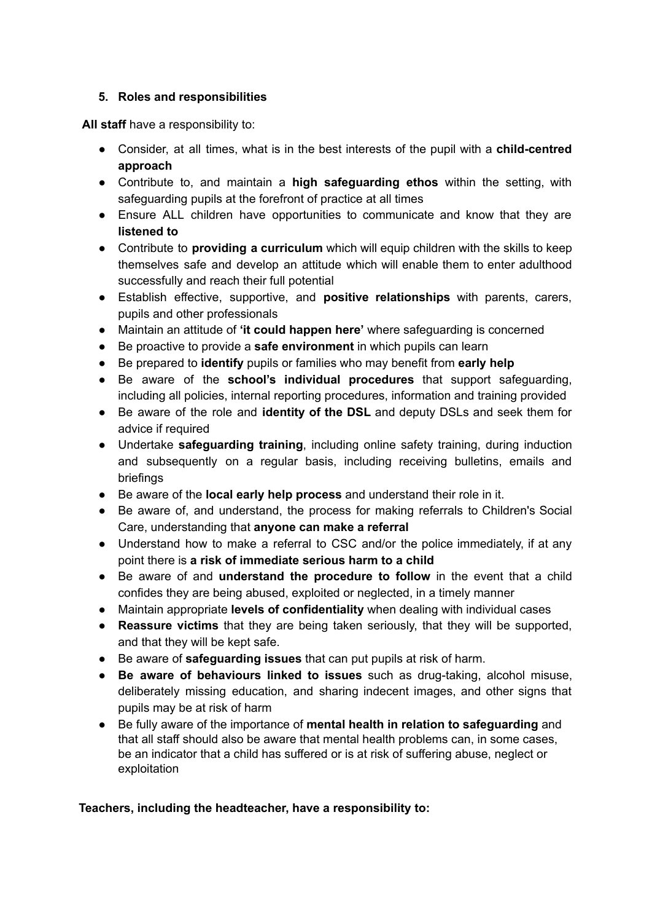5. **Roles and responsibilities**

**All staff** have a responsibility to:

- Consider, at all times, what is in the best interests of the pupil with a **child-centred approach**
- Contribute to, and maintain a **high safeguarding ethos** within the setting, with safeguarding pupils at the forefront of practice at all times
- Ensure ALL children have opportunities to communicate and know that they are **listened to**
- Contribute to **providing a curriculum** which will equip children with the skills to keep themselves safe and develop an attitude which will enable them to enter adulthood successfully and reach their full potential
- Establish effective, supportive, and **positive relationships** with parents, carers, pupils and other professionals
- Maintain an attitude of **'it could happen here'** where safeguarding is concerned
- Be proactive to provide a **safe environment** in which pupils can learn
- Be prepared to **identify** pupils or families who may benefit from **early help**
- Be aware of the **school's individual procedures** that support safeguarding, including all policies, internal reporting procedures, information and training provided
- Be aware of the role and **identity of the DSL** and deputy DSLs and seek them for advice if required
- Undertake **safeguarding training**, including online safety training, during induction and subsequently on a regular basis, including receiving bulletins, emails and briefings
- Be aware of the **local early help process** and understand their role in it.
- Be aware of, and understand, the process for making referrals to Children's Social Care, understanding that **anyone can make a referral**
- Understand how to make a referral to CSC and/or the police immediately, if at any point there is **a risk of immediate serious harm to a child**
- Be aware of and **understand the procedure to follow** in the event that a child confides they are being abused, exploited or neglected, in a timely manner
- Maintain appropriate **levels of confidentiality** when dealing with individual cases
- **Reassure victims** that they are being taken seriously, that they will be supported, and that they will be kept safe.
- Be aware of **safeguarding issues** that can put pupils at risk of harm.
- **Be aware of behaviours linked to issues** such as drug-taking, alcohol misuse, deliberately missing education, and sharing indecent images, and other signs that pupils may be at risk of harm
- Be fully aware of the importance of **mental health in relation to safeguarding** and that all staff should also be aware that mental health problems can, in some cases, be an indicator that a child has suffered or is at risk of suffering abuse, neglect or exploitation

**Teachers, including the headteacher, have a responsibility to:**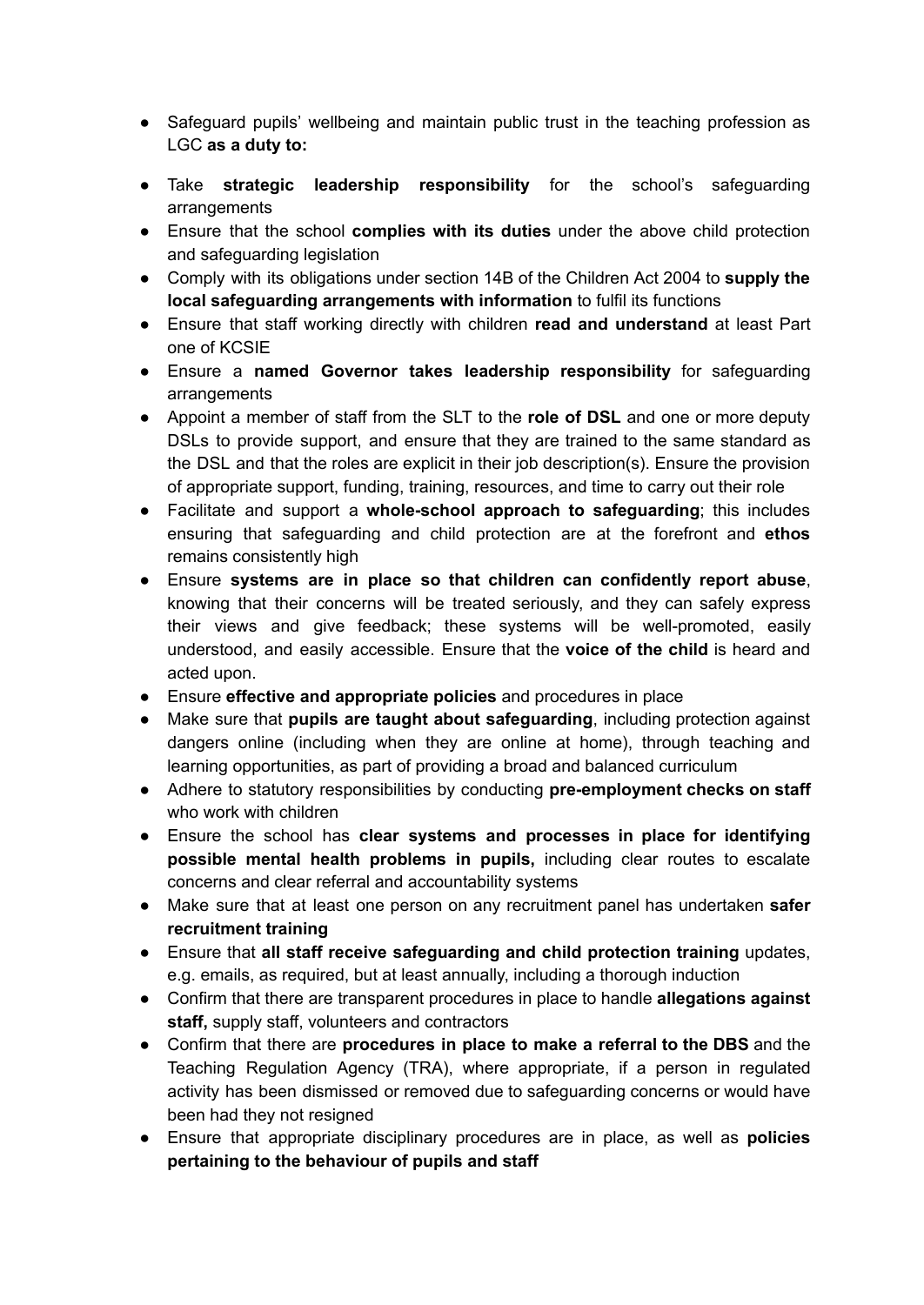- Safeguard pupils' wellbeing and maintain public trust in the teaching profession as LGC **as a duty to:**
- Take **strategic leadership responsibility** for the school's safeguarding arrangements
- Ensure that the school **complies with its duties** under the above child protection and safeguarding legislation
- Comply with its obligations under section 14B of the Children Act 2004 to **supply the local safeguarding arrangements with information** to fulfil its functions
- Ensure that staff working directly with children **read and understand** at least Part one of KCSIE
- Ensure a **named Governor takes leadership responsibility** for safeguarding arrangements
- Appoint a member of staff from the SLT to the **role of DSL** and one or more deputy DSLs to provide support, and ensure that they are trained to the same standard as the DSL and that the roles are explicit in their job description(s). Ensure the provision of appropriate support, funding, training, resources, and time to carry out their role
- Facilitate and support a **whole-school approach to safeguarding**; this includes ensuring that safeguarding and child protection are at the forefront and **ethos** remains consistently high
- Ensure **systems are in place so that children can confidently report abuse**, knowing that their concerns will be treated seriously, and they can safely express their views and give feedback; these systems will be well-promoted, easily understood, and easily accessible. Ensure that the **voice of the child** is heard and acted upon.
- Ensure **effective and appropriate policies** and procedures in place
- Make sure that **pupils are taught about safeguarding**, including protection against dangers online (including when they are online at home), through teaching and learning opportunities, as part of providing a broad and balanced curriculum
- Adhere to statutory responsibilities by conducting **pre-employment checks on staff** who work with children
- Ensure the school has **clear systems and processes in place for identifying possible mental health problems in pupils,** including clear routes to escalate concerns and clear referral and accountability systems
- Make sure that at least one person on any recruitment panel has undertaken **safer recruitment training**
- Ensure that **all staff receive safeguarding and child protection training** updates, e.g. emails, as required, but at least annually, including a thorough induction
- Confirm that there are transparent procedures in place to handle **allegations against staff,** supply staff, volunteers and contractors
- Confirm that there are **procedures in place to make a referral to the DBS** and the Teaching Regulation Agency (TRA), where appropriate, if a person in regulated activity has been dismissed or removed due to safeguarding concerns or would have been had they not resigned
- Ensure that appropriate disciplinary procedures are in place, as well as **policies pertaining to the behaviour of pupils and staff**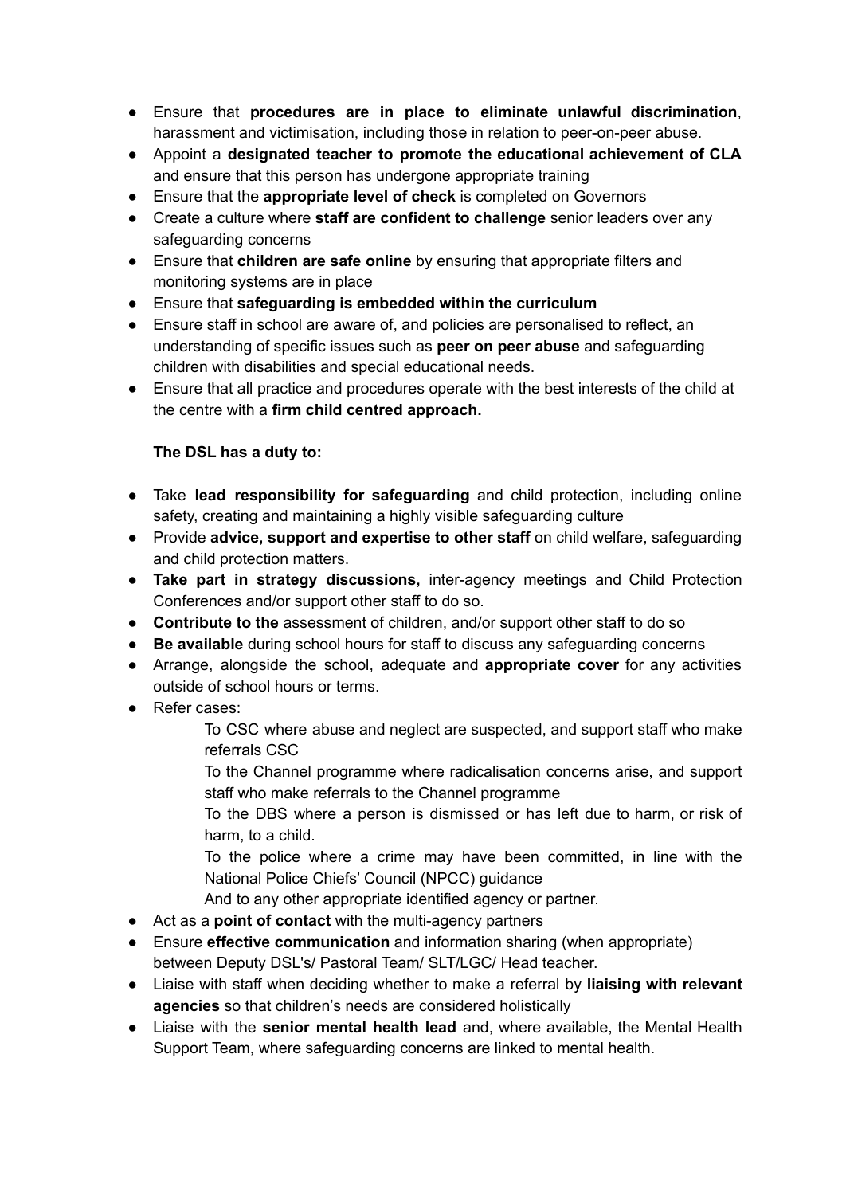- Ensure that **procedures are in place to eliminate unlawful discrimination**, harassment and victimisation, including those in relation to peer-on-peer abuse.
- Appoint a **designated teacher to promote the educational achievement of CLA** and ensure that this person has undergone appropriate training
- Ensure that the **appropriate level of check** is completed on Governors
- Create a culture where **staff are confident to challenge** senior leaders over any safeguarding concerns
- Ensure that **children are safe online** by ensuring that appropriate filters and monitoring systems are in place
- Ensure that **safeguarding is embedded within the curriculum**
- Ensure staff in school are aware of, and policies are personalised to reflect, an understanding of specific issues such as **peer on peer abuse** and safeguarding children with disabilities and special educational needs.
- Ensure that all practice and procedures operate with the best interests of the child at the centre with a **firm child centred approach.**

**The DSL has a duty to:**

- Take **lead responsibility for safeguarding** and child protection, including online safety, creating and maintaining a highly visible safeguarding culture
- Provide **advice, support and expertise to other staff** on child welfare, safeguarding and child protection matters.
- **Take part in strategy discussions,** inter-agency meetings and Child Protection Conferences and/or support other staff to do so.
- **Contribute to the** assessment of children, and/or support other staff to do so
- **Be available** during school hours for staff to discuss any safeguarding concerns
- Arrange, alongside the school, adequate and **appropriate cover** for any activities outside of school hours or terms.
- Refer cases:

  To CSC where abuse and neglect are suspected, and support staff who make referrals CSC

  To the Channel programme where radicalisation concerns arise, and support staff who make referrals to the Channel programme

  To the DBS where a person is dismissed or has left due to harm, or risk of harm, to a child.

  To the police where a crime may have been committed, in line with the National Police Chiefs' Council (NPCC) guidance

  And to any other appropriate identified agency or partner.
- Act as a **point of contact** with the multi-agency partners
- Ensure **effective communication** and information sharing (when appropriate) between Deputy DSL's/ Pastoral Team/ SLT/LGC/ Head teacher.
- Liaise with staff when deciding whether to make a referral by **liaising with relevant agencies** so that children's needs are considered holistically
- Liaise with the **senior mental health lead** and, where available, the Mental Health Support Team, where safeguarding concerns are linked to mental health.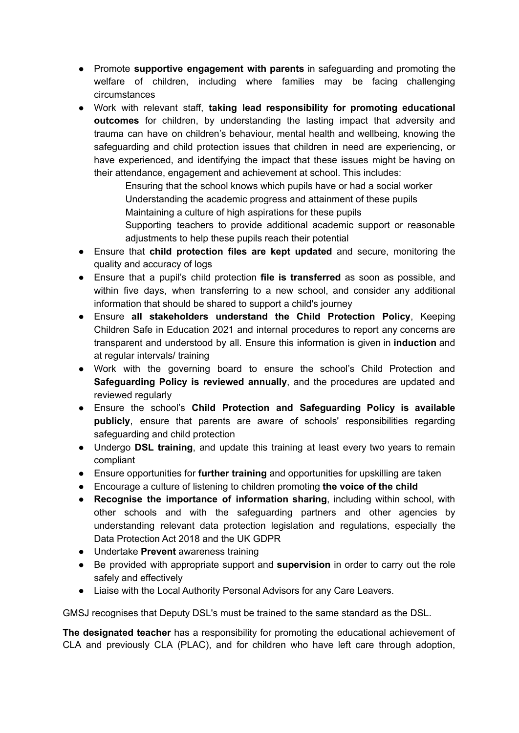- Promote **supportive engagement with parents** in safeguarding and promoting the welfare of children, including where families may be facing challenging circumstances
- Work with relevant staff, **taking lead responsibility for promoting educational outcomes** for children, by understanding the lasting impact that adversity and trauma can have on children's behaviour, mental health and wellbeing, knowing the safeguarding and child protection issues that children in need are experiencing, or have experienced, and identifying the impact that these issues might be having on their attendance, engagement and achievement at school. This includes:
  - Ensuring that the school knows which pupils have or had a social worker
  - Understanding the academic progress and attainment of these pupils
  - Maintaining a culture of high aspirations for these pupils
  - Supporting teachers to provide additional academic support or reasonable adjustments to help these pupils reach their potential
- Ensure that **child protection files are kept updated** and secure, monitoring the quality and accuracy of logs
- Ensure that a pupil's child protection **file is transferred** as soon as possible, and within five days, when transferring to a new school, and consider any additional information that should be shared to support a child's journey
- Ensure **all stakeholders understand the Child Protection Policy**, Keeping Children Safe in Education 2021 and internal procedures to report any concerns are transparent and understood by all. Ensure this information is given in **induction** and at regular intervals/ training
- Work with the governing board to ensure the school's Child Protection and **Safeguarding Policy is reviewed annually**, and the procedures are updated and reviewed regularly
- Ensure the school's **Child Protection and Safeguarding Policy is available publicly**, ensure that parents are aware of schools' responsibilities regarding safeguarding and child protection
- Undergo **DSL training**, and update this training at least every two years to remain compliant
- Ensure opportunities for **further training** and opportunities for upskilling are taken
- Encourage a culture of listening to children promoting **the voice of the child**
- **Recognise the importance of information sharing**, including within school, with other schools and with the safeguarding partners and other agencies by understanding relevant data protection legislation and regulations, especially the Data Protection Act 2018 and the UK GDPR
- Undertake **Prevent** awareness training
- Be provided with appropriate support and **supervision** in order to carry out the role safely and effectively
- Liaise with the Local Authority Personal Advisors for any Care Leavers.

GMSJ recognises that Deputy DSL's must be trained to the same standard as the DSL.

**The designated teacher** has a responsibility for promoting the educational achievement of CLA and previously CLA (PLAC), and for children who have left care through adoption,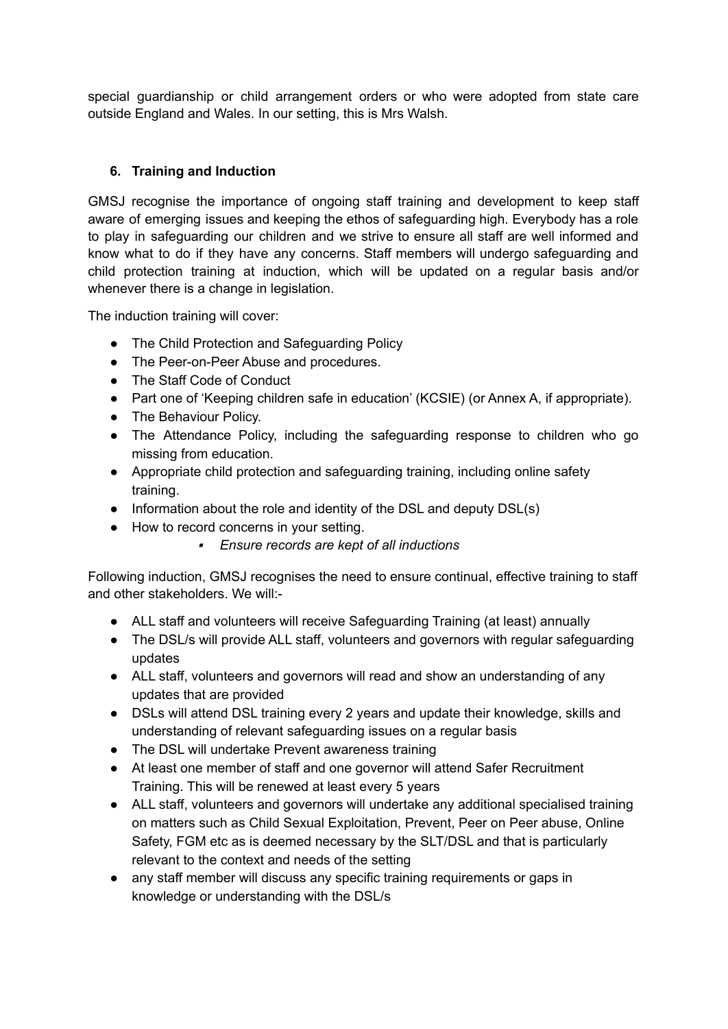special guardianship or child arrangement orders or who were adopted from state care outside England and Wales. In our setting, this is Mrs Walsh.

## 6. Training and Induction

GMSJ recognise the importance of ongoing staff training and development to keep staff aware of emerging issues and keeping the ethos of safeguarding high. Everybody has a role to play in safeguarding our children and we strive to ensure all staff are well informed and know what to do if they have any concerns. Staff members will undergo safeguarding and child protection training at induction, which will be updated on a regular basis and/or whenever there is a change in legislation.

The induction training will cover:

- The Child Protection and Safeguarding Policy
- The Peer-on-Peer Abuse and procedures.
- The Staff Code of Conduct
- Part one of 'Keeping children safe in education' (KCSIE) (or Annex A, if appropriate).
- The Behaviour Policy.
- The Attendance Policy, including the safeguarding response to children who go missing from education.
- Appropriate child protection and safeguarding training, including online safety training.
- Information about the role and identity of the DSL and deputy DSL(s)
- How to record concerns in your setting.
    - *Ensure records are kept of all inductions*

Following induction, GMSJ recognises the need to ensure continual, effective training to staff and other stakeholders. We will:-

- ALL staff and volunteers will receive Safeguarding Training (at least) annually
- The DSL/s will provide ALL staff, volunteers and governors with regular safeguarding updates
- ALL staff, volunteers and governors will read and show an understanding of any updates that are provided
- DSLs will attend DSL training every 2 years and update their knowledge, skills and understanding of relevant safeguarding issues on a regular basis
- The DSL will undertake Prevent awareness training
- At least one member of staff and one governor will attend Safer Recruitment Training. This will be renewed at least every 5 years
- ALL staff, volunteers and governors will undertake any additional specialised training on matters such as Child Sexual Exploitation, Prevent, Peer on Peer abuse, Online Safety, FGM etc as is deemed necessary by the SLT/DSL and that is particularly relevant to the context and needs of the setting
- any staff member will discuss any specific training requirements or gaps in knowledge or understanding with the DSL/s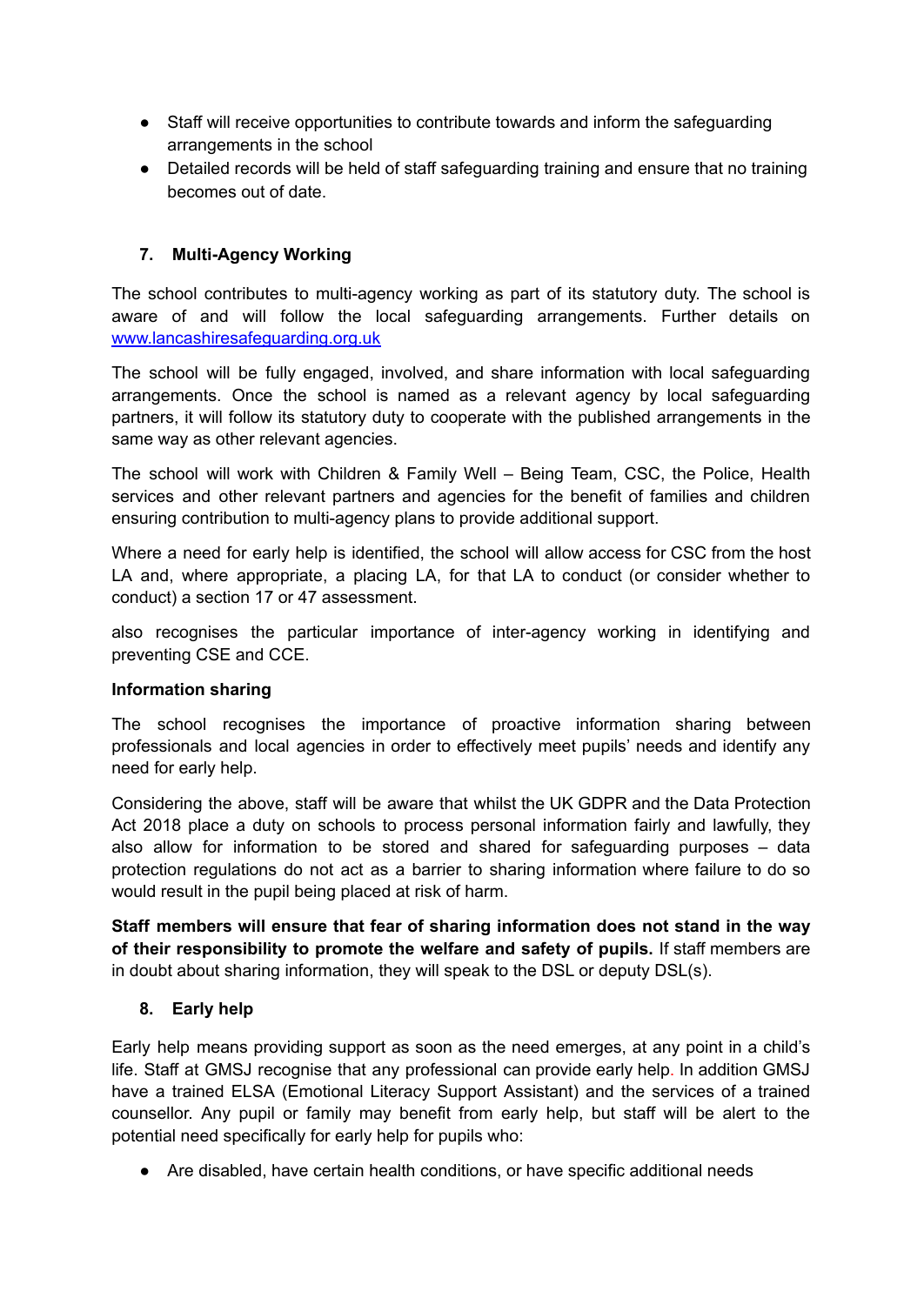- Staff will receive opportunities to contribute towards and inform the safeguarding arrangements in the school
- Detailed records will be held of staff safeguarding training and ensure that no training becomes out of date.

## 7. Multi-Agency Working

The school contributes to multi-agency working as part of its statutory duty. The school is aware of and will follow the local safeguarding arrangements. Further details on [www.lancashiresafeguarding.org.uk](http://www.lancashiresafeguarding.org.uk)

The school will be fully engaged, involved, and share information with local safeguarding arrangements. Once the school is named as a relevant agency by local safeguarding partners, it will follow its statutory duty to cooperate with the published arrangements in the same way as other relevant agencies.

The school will work with Children & Family Well – Being Team, CSC, the Police, Health services and other relevant partners and agencies for the benefit of families and children ensuring contribution to multi-agency plans to provide additional support.

Where a need for early help is identified, the school will allow access for CSC from the host LA and, where appropriate, a placing LA, for that LA to conduct (or consider whether to conduct) a section 17 or 47 assessment.

also recognises the particular importance of inter-agency working in identifying and preventing CSE and CCE.

**Information sharing**

The school recognises the importance of proactive information sharing between professionals and local agencies in order to effectively meet pupils' needs and identify any need for early help.

Considering the above, staff will be aware that whilst the UK GDPR and the Data Protection Act 2018 place a duty on schools to process personal information fairly and lawfully, they also allow for information to be stored and shared for safeguarding purposes – data protection regulations do not act as a barrier to sharing information where failure to do so would result in the pupil being placed at risk of harm.

**Staff members will ensure that fear of sharing information does not stand in the way of their responsibility to promote the welfare and safety of pupils.** If staff members are in doubt about sharing information, they will speak to the DSL or deputy DSL(s).

## 8. Early help

Early help means providing support as soon as the need emerges, at any point in a child's life. Staff at GMSJ recognise that any professional can provide early help. In addition GMSJ have a trained ELSA (Emotional Literacy Support Assistant) and the services of a trained counsellor. Any pupil or family may benefit from early help, but staff will be alert to the potential need specifically for early help for pupils who:

- Are disabled, have certain health conditions, or have specific additional needs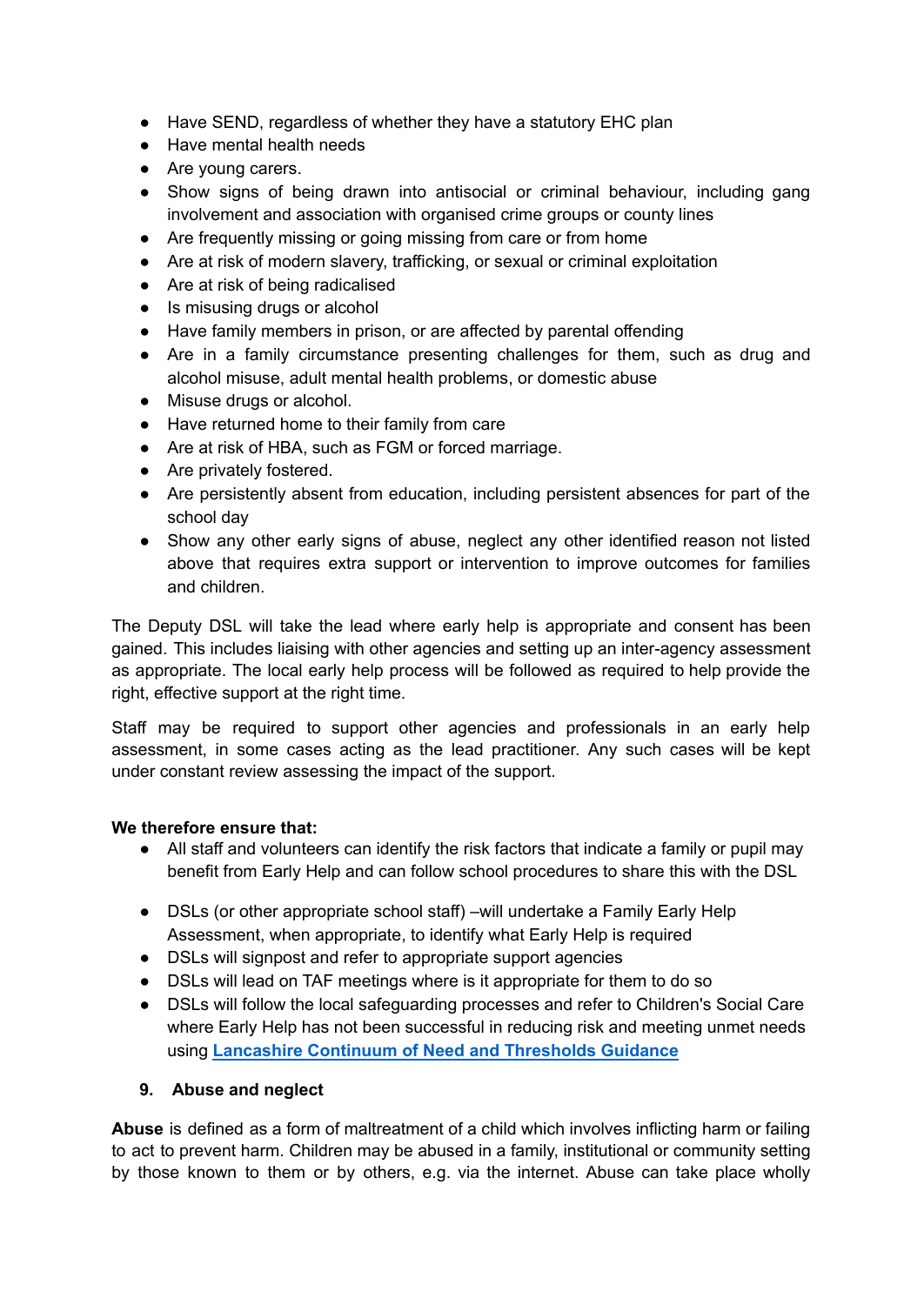- Have SEND, regardless of whether they have a statutory EHC plan
- Have mental health needs
- Are young carers.
- Show signs of being drawn into antisocial or criminal behaviour, including gang involvement and association with organised crime groups or county lines
- Are frequently missing or going missing from care or from home
- Are at risk of modern slavery, trafficking, or sexual or criminal exploitation
- Are at risk of being radicalised
- Is misusing drugs or alcohol
- Have family members in prison, or are affected by parental offending
- Are in a family circumstance presenting challenges for them, such as drug and alcohol misuse, adult mental health problems, or domestic abuse
- Misuse drugs or alcohol.
- Have returned home to their family from care
- Are at risk of HBA, such as FGM or forced marriage.
- Are privately fostered.
- Are persistently absent from education, including persistent absences for part of the school day
- Show any other early signs of abuse, neglect any other identified reason not listed above that requires extra support or intervention to improve outcomes for families and children.

The Deputy DSL will take the lead where early help is appropriate and consent has been gained. This includes liaising with other agencies and setting up an inter-agency assessment as appropriate. The local early help process will be followed as required to help provide the right, effective support at the right time.

Staff may be required to support other agencies and professionals in an early help assessment, in some cases acting as the lead practitioner. Any such cases will be kept under constant review assessing the impact of the support.

**We therefore ensure that:**

- All staff and volunteers can identify the risk factors that indicate a family or pupil may benefit from Early Help and can follow school procedures to share this with the DSL
- DSLs (or other appropriate school staff) –will undertake a Family Early Help Assessment, when appropriate, to identify what Early Help is required
- DSLs will signpost and refer to appropriate support agencies
- DSLs will lead on TAF meetings where is it appropriate for them to do so
- DSLs will follow the local safeguarding processes and refer to Children's Social Care where Early Help has not been successful in reducing risk and meeting unmet needs using **Lancashire Continuum of Need and Thresholds Guidance**

## 9. Abuse and neglect

**Abuse** is defined as a form of maltreatment of a child which involves inflicting harm or failing to act to prevent harm. Children may be abused in a family, institutional or community setting by those known to them or by others, e.g. via the internet. Abuse can take place wholly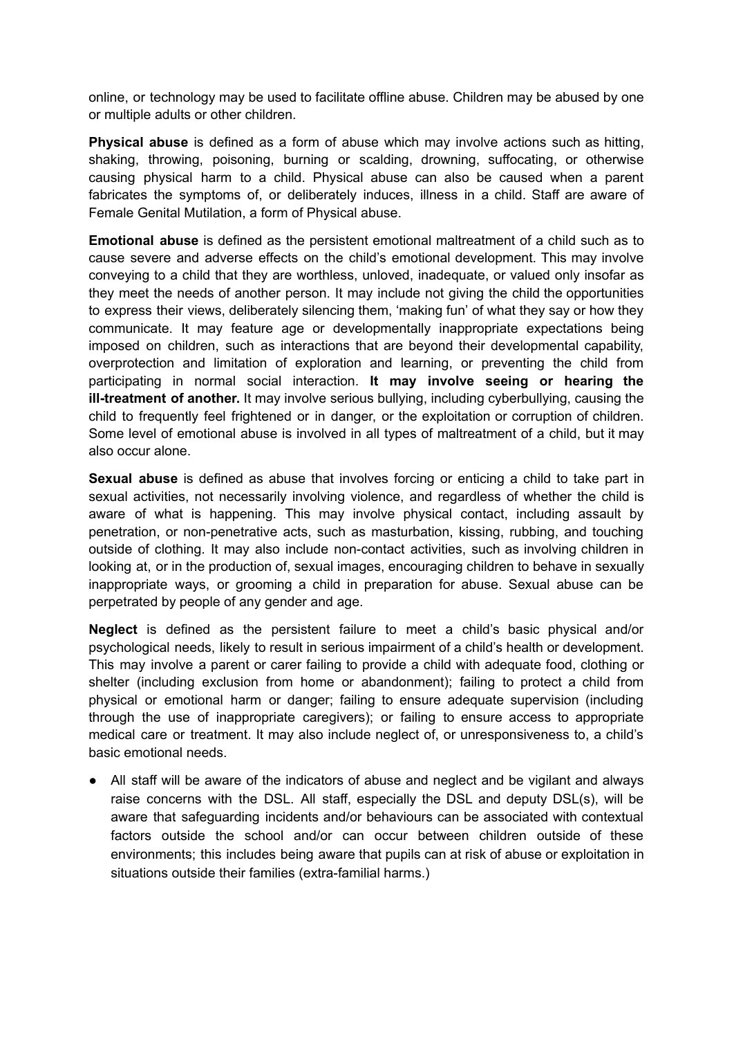online, or technology may be used to facilitate offline abuse. Children may be abused by one or multiple adults or other children.

**Physical abuse** is defined as a form of abuse which may involve actions such as hitting, shaking, throwing, poisoning, burning or scalding, drowning, suffocating, or otherwise causing physical harm to a child. Physical abuse can also be caused when a parent fabricates the symptoms of, or deliberately induces, illness in a child. Staff are aware of Female Genital Mutilation, a form of Physical abuse.

**Emotional abuse** is defined as the persistent emotional maltreatment of a child such as to cause severe and adverse effects on the child's emotional development. This may involve conveying to a child that they are worthless, unloved, inadequate, or valued only insofar as they meet the needs of another person. It may include not giving the child the opportunities to express their views, deliberately silencing them, 'making fun' of what they say or how they communicate. It may feature age or developmentally inappropriate expectations being imposed on children, such as interactions that are beyond their developmental capability, overprotection and limitation of exploration and learning, or preventing the child from participating in normal social interaction. **It may involve seeing or hearing the ill-treatment of another.** It may involve serious bullying, including cyberbullying, causing the child to frequently feel frightened or in danger, or the exploitation or corruption of children. Some level of emotional abuse is involved in all types of maltreatment of a child, but it may also occur alone.

**Sexual abuse** is defined as abuse that involves forcing or enticing a child to take part in sexual activities, not necessarily involving violence, and regardless of whether the child is aware of what is happening. This may involve physical contact, including assault by penetration, or non-penetrative acts, such as masturbation, kissing, rubbing, and touching outside of clothing. It may also include non-contact activities, such as involving children in looking at, or in the production of, sexual images, encouraging children to behave in sexually inappropriate ways, or grooming a child in preparation for abuse. Sexual abuse can be perpetrated by people of any gender and age.

**Neglect** is defined as the persistent failure to meet a child's basic physical and/or psychological needs, likely to result in serious impairment of a child's health or development. This may involve a parent or carer failing to provide a child with adequate food, clothing or shelter (including exclusion from home or abandonment); failing to protect a child from physical or emotional harm or danger; failing to ensure adequate supervision (including through the use of inappropriate caregivers); or failing to ensure access to appropriate medical care or treatment. It may also include neglect of, or unresponsiveness to, a child's basic emotional needs.

- All staff will be aware of the indicators of abuse and neglect and be vigilant and always raise concerns with the DSL. All staff, especially the DSL and deputy DSL(s), will be aware that safeguarding incidents and/or behaviours can be associated with contextual factors outside the school and/or can occur between children outside of these environments; this includes being aware that pupils can at risk of abuse or exploitation in situations outside their families (extra-familial harms.)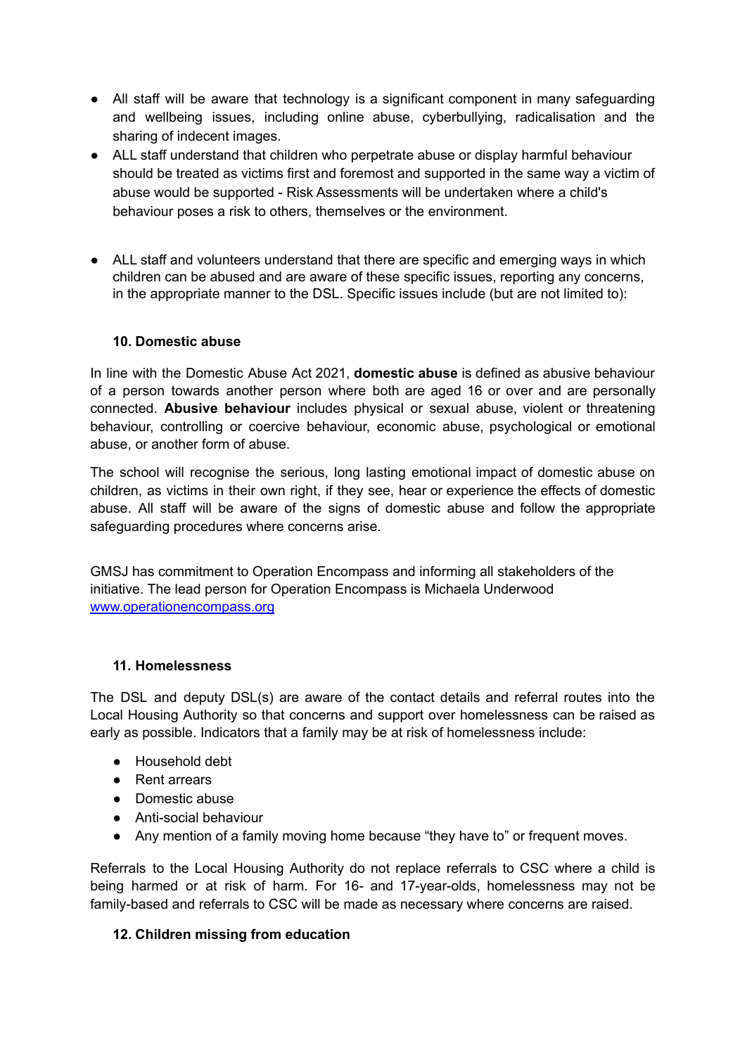- All staff will be aware that technology is a significant component in many safeguarding and wellbeing issues, including online abuse, cyberbullying, radicalisation and the sharing of indecent images.
- ALL staff understand that children who perpetrate abuse or display harmful behaviour should be treated as victims first and foremost and supported in the same way a victim of abuse would be supported - Risk Assessments will be undertaken where a child's behaviour poses a risk to others, themselves or the environment.

- ALL staff and volunteers understand that there are specific and emerging ways in which children can be abused and are aware of these specific issues, reporting any concerns, in the appropriate manner to the DSL. Specific issues include (but are not limited to):

**10. Domestic abuse**

In line with the Domestic Abuse Act 2021, **domestic abuse** is defined as abusive behaviour of a person towards another person where both are aged 16 or over and are personally connected. **Abusive behaviour** includes physical or sexual abuse, violent or threatening behaviour, controlling or coercive behaviour, economic abuse, psychological or emotional abuse, or another form of abuse.

The school will recognise the serious, long lasting emotional impact of domestic abuse on children, as victims in their own right, if they see, hear or experience the effects of domestic abuse. All staff will be aware of the signs of domestic abuse and follow the appropriate safeguarding procedures where concerns arise.

GMSJ has commitment to Operation Encompass and informing all stakeholders of the initiative. The lead person for Operation Encompass is Michaela Underwood [www.operationencompass.org](www.operationencompass.org)

**11. Homelessness**

The DSL and deputy DSL(s) are aware of the contact details and referral routes into the Local Housing Authority so that concerns and support over homelessness can be raised as early as possible. Indicators that a family may be at risk of homelessness include:

- Household debt
- Rent arrears
- Domestic abuse
- Anti-social behaviour
- Any mention of a family moving home because "they have to" or frequent moves.

Referrals to the Local Housing Authority do not replace referrals to CSC where a child is being harmed or at risk of harm. For 16- and 17-year-olds, homelessness may not be family-based and referrals to CSC will be made as necessary where concerns are raised.

**12. Children missing from education**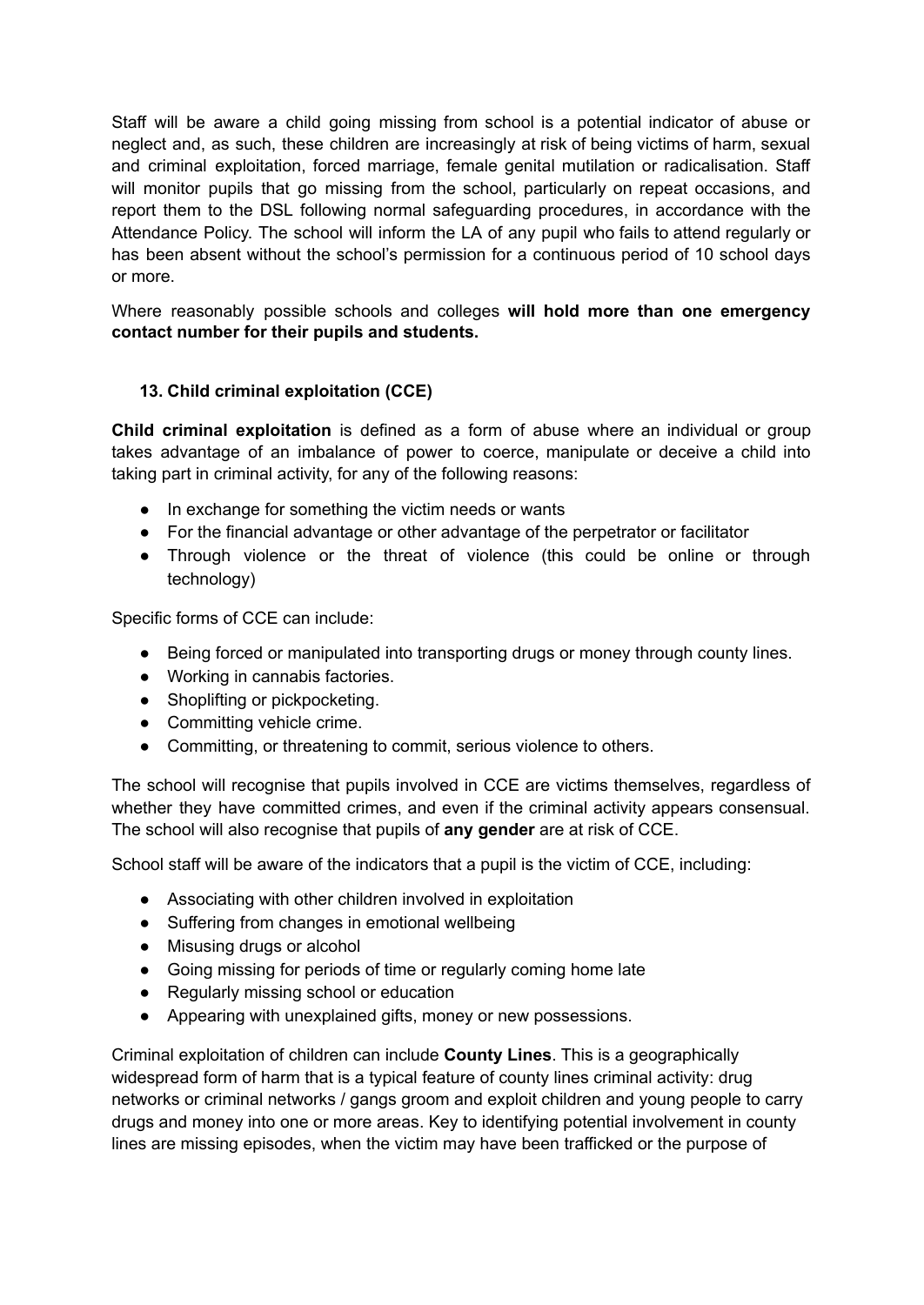Staff will be aware a child going missing from school is a potential indicator of abuse or neglect and, as such, these children are increasingly at risk of being victims of harm, sexual and criminal exploitation, forced marriage, female genital mutilation or radicalisation. Staff will monitor pupils that go missing from the school, particularly on repeat occasions, and report them to the DSL following normal safeguarding procedures, in accordance with the Attendance Policy. The school will inform the LA of any pupil who fails to attend regularly or has been absent without the school's permission for a continuous period of 10 school days or more.

Where reasonably possible schools and colleges **will hold more than one emergency contact number for their pupils and students.**

### 13. Child criminal exploitation (CCE)

**Child criminal exploitation** is defined as a form of abuse where an individual or group takes advantage of an imbalance of power to coerce, manipulate or deceive a child into taking part in criminal activity, for any of the following reasons:

- In exchange for something the victim needs or wants
- For the financial advantage or other advantage of the perpetrator or facilitator
- Through violence or the threat of violence (this could be online or through technology)

Specific forms of CCE can include:

- Being forced or manipulated into transporting drugs or money through county lines.
- Working in cannabis factories.
- Shoplifting or pickpocketing.
- Committing vehicle crime.
- Committing, or threatening to commit, serious violence to others.

The school will recognise that pupils involved in CCE are victims themselves, regardless of whether they have committed crimes, and even if the criminal activity appears consensual. The school will also recognise that pupils of **any gender** are at risk of CCE.

School staff will be aware of the indicators that a pupil is the victim of CCE, including:

- Associating with other children involved in exploitation
- Suffering from changes in emotional wellbeing
- Misusing drugs or alcohol
- Going missing for periods of time or regularly coming home late
- Regularly missing school or education
- Appearing with unexplained gifts, money or new possessions.

Criminal exploitation of children can include **County Lines**. This is a geographically widespread form of harm that is a typical feature of county lines criminal activity: drug networks or criminal networks / gangs groom and exploit children and young people to carry drugs and money into one or more areas. Key to identifying potential involvement in county lines are missing episodes, when the victim may have been trafficked or the purpose of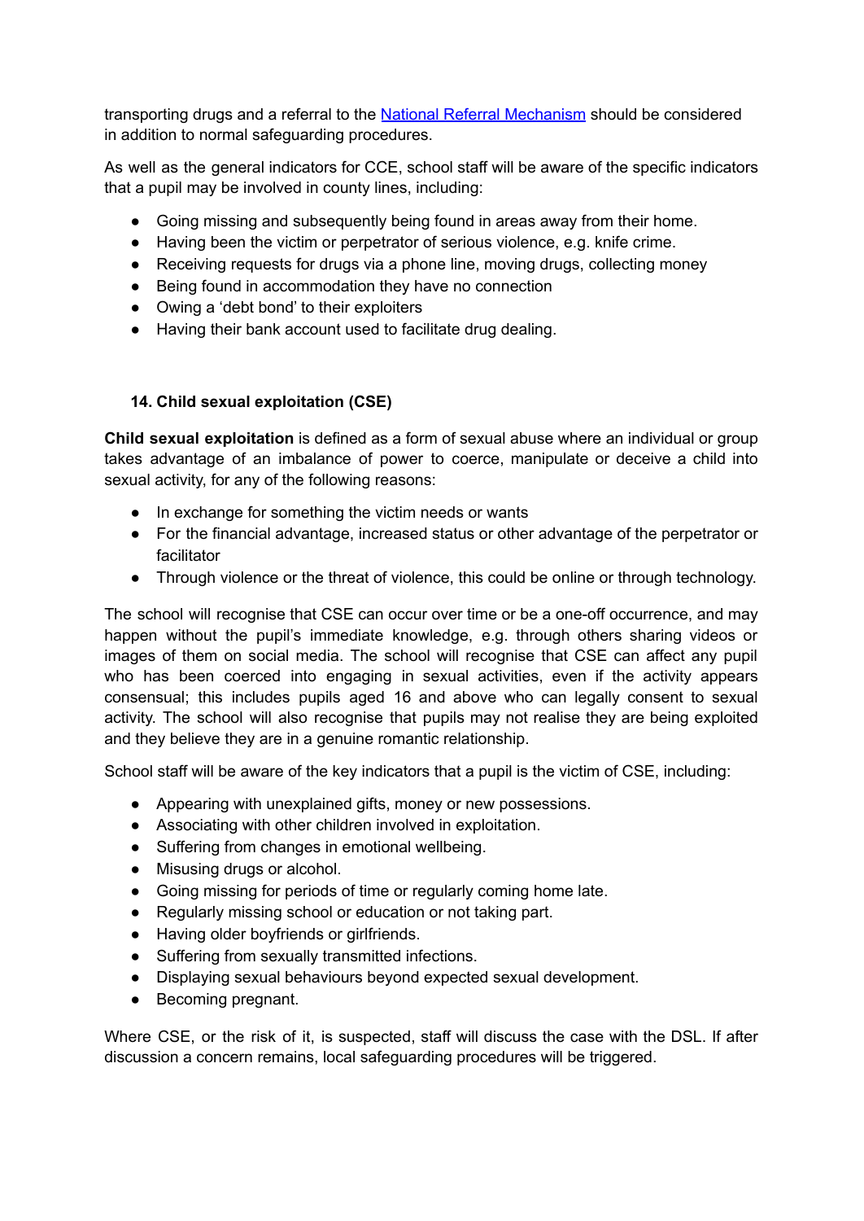transporting drugs and a referral to the [National Referral Mechanism]() should be considered in addition to normal safeguarding procedures.

As well as the general indicators for CCE, school staff will be aware of the specific indicators that a pupil may be involved in county lines, including:

- Going missing and subsequently being found in areas away from their home.
- Having been the victim or perpetrator of serious violence, e.g. knife crime.
- Receiving requests for drugs via a phone line, moving drugs, collecting money
- Being found in accommodation they have no connection
- Owing a 'debt bond' to their exploiters
- Having their bank account used to facilitate drug dealing.

### 14. Child sexual exploitation (CSE)

**Child sexual exploitation** is defined as a form of sexual abuse where an individual or group takes advantage of an imbalance of power to coerce, manipulate or deceive a child into sexual activity, for any of the following reasons:

- In exchange for something the victim needs or wants
- For the financial advantage, increased status or other advantage of the perpetrator or facilitator
- Through violence or the threat of violence, this could be online or through technology.

The school will recognise that CSE can occur over time or be a one-off occurrence, and may happen without the pupil's immediate knowledge, e.g. through others sharing videos or images of them on social media. The school will recognise that CSE can affect any pupil who has been coerced into engaging in sexual activities, even if the activity appears consensual; this includes pupils aged 16 and above who can legally consent to sexual activity. The school will also recognise that pupils may not realise they are being exploited and they believe they are in a genuine romantic relationship.

School staff will be aware of the key indicators that a pupil is the victim of CSE, including:

- Appearing with unexplained gifts, money or new possessions.
- Associating with other children involved in exploitation.
- Suffering from changes in emotional wellbeing.
- Misusing drugs or alcohol.
- Going missing for periods of time or regularly coming home late.
- Regularly missing school or education or not taking part.
- Having older boyfriends or girlfriends.
- Suffering from sexually transmitted infections.
- Displaying sexual behaviours beyond expected sexual development.
- Becoming pregnant.

Where CSE, or the risk of it, is suspected, staff will discuss the case with the DSL. If after discussion a concern remains, local safeguarding procedures will be triggered.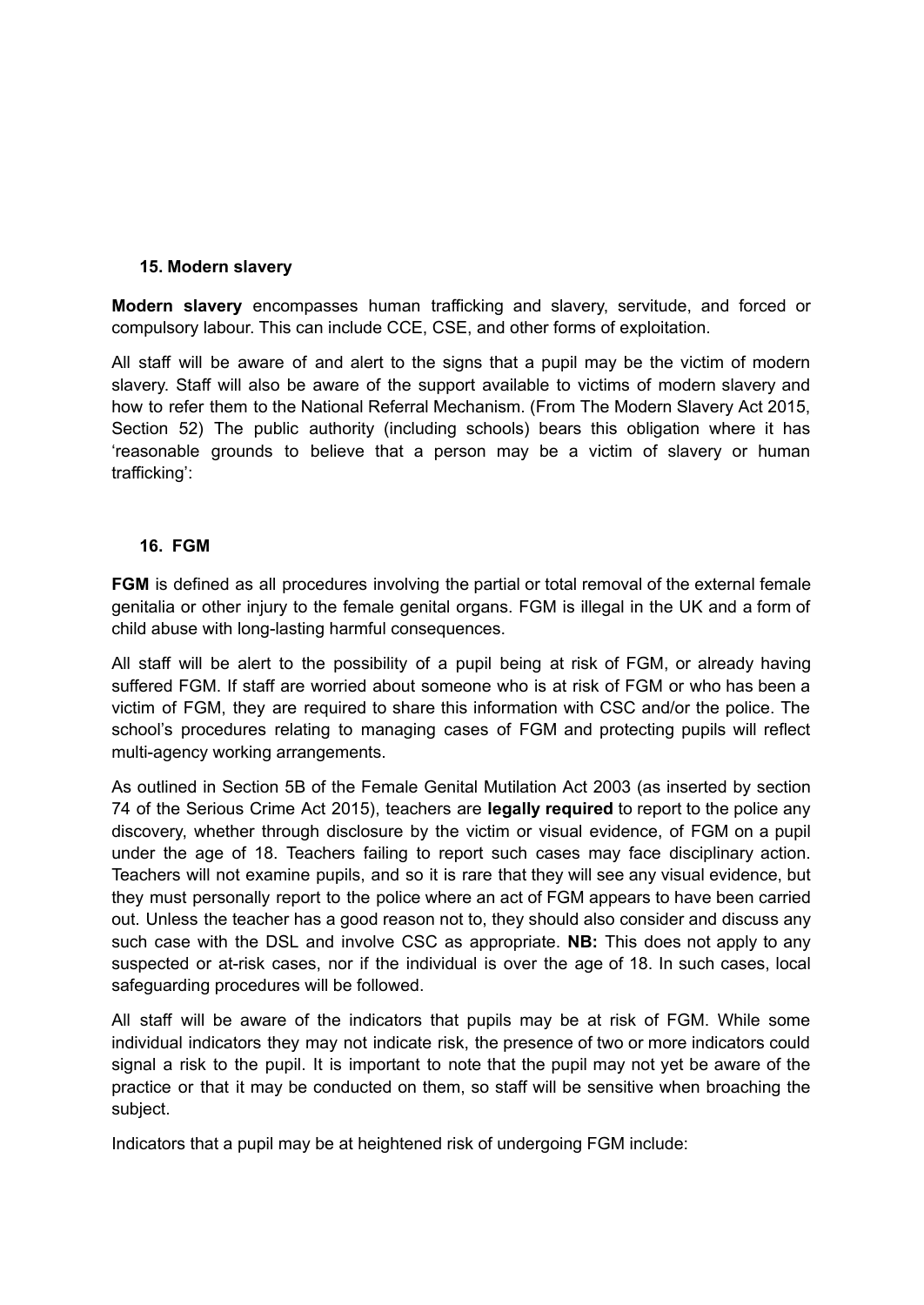## 15. Modern slavery

**Modern slavery** encompasses human trafficking and slavery, servitude, and forced or compulsory labour. This can include CCE, CSE, and other forms of exploitation.

All staff will be aware of and alert to the signs that a pupil may be the victim of modern slavery. Staff will also be aware of the support available to victims of modern slavery and how to refer them to the National Referral Mechanism. (From The Modern Slavery Act 2015, Section 52) The public authority (including schools) bears this obligation where it has 'reasonable grounds to believe that a person may be a victim of slavery or human trafficking':

## 16. FGM

**FGM** is defined as all procedures involving the partial or total removal of the external female genitalia or other injury to the female genital organs. FGM is illegal in the UK and a form of child abuse with long-lasting harmful consequences.

All staff will be alert to the possibility of a pupil being at risk of FGM, or already having suffered FGM. If staff are worried about someone who is at risk of FGM or who has been a victim of FGM, they are required to share this information with CSC and/or the police. The school's procedures relating to managing cases of FGM and protecting pupils will reflect multi-agency working arrangements.

As outlined in Section 5B of the Female Genital Mutilation Act 2003 (as inserted by section 74 of the Serious Crime Act 2015), teachers are **legally required** to report to the police any discovery, whether through disclosure by the victim or visual evidence, of FGM on a pupil under the age of 18. Teachers failing to report such cases may face disciplinary action. Teachers will not examine pupils, and so it is rare that they will see any visual evidence, but they must personally report to the police where an act of FGM appears to have been carried out. Unless the teacher has a good reason not to, they should also consider and discuss any such case with the DSL and involve CSC as appropriate. **NB:** This does not apply to any suspected or at-risk cases, nor if the individual is over the age of 18. In such cases, local safeguarding procedures will be followed.

All staff will be aware of the indicators that pupils may be at risk of FGM. While some individual indicators they may not indicate risk, the presence of two or more indicators could signal a risk to the pupil. It is important to note that the pupil may not yet be aware of the practice or that it may be conducted on them, so staff will be sensitive when broaching the subject.

Indicators that a pupil may be at heightened risk of undergoing FGM include: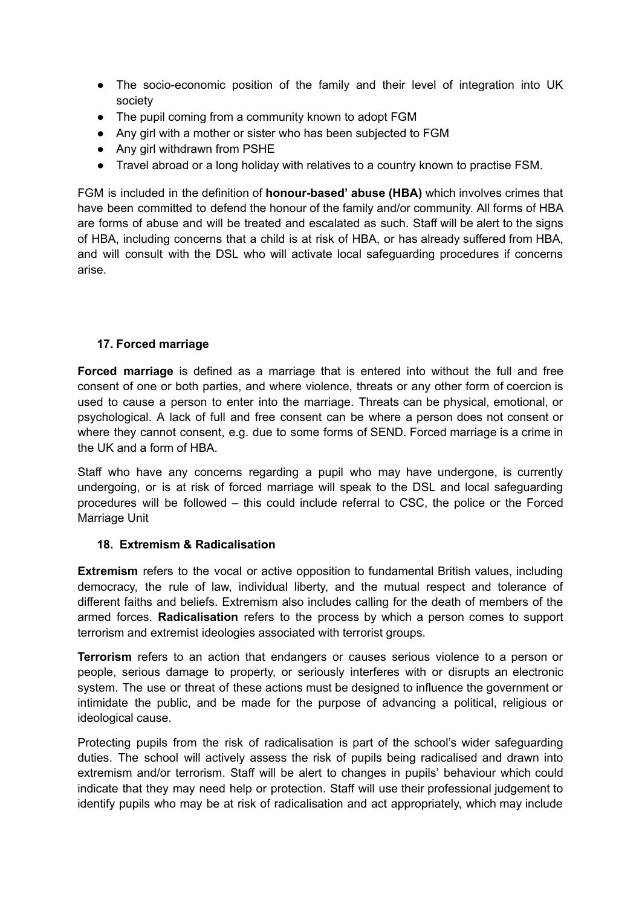- The socio-economic position of the family and their level of integration into UK society
- The pupil coming from a community known to adopt FGM
- Any girl with a mother or sister who has been subjected to FGM
- Any girl withdrawn from PSHE
- Travel abroad or a long holiday with relatives to a country known to practise FSM.

FGM is included in the definition of **honour-based' abuse (HBA)** which involves crimes that have been committed to defend the honour of the family and/or community. All forms of HBA are forms of abuse and will be treated and escalated as such. Staff will be alert to the signs of HBA, including concerns that a child is at risk of HBA, or has already suffered from HBA, and will consult with the DSL who will activate local safeguarding procedures if concerns arise.

### 17. Forced marriage

**Forced marriage** is defined as a marriage that is entered into without the full and free consent of one or both parties, and where violence, threats or any other form of coercion is used to cause a person to enter into the marriage. Threats can be physical, emotional, or psychological. A lack of full and free consent can be where a person does not consent or where they cannot consent, e.g. due to some forms of SEND. Forced marriage is a crime in the UK and a form of HBA.

Staff who have any concerns regarding a pupil who may have undergone, is currently undergoing, or is at risk of forced marriage will speak to the DSL and local safeguarding procedures will be followed – this could include referral to CSC, the police or the Forced Marriage Unit

### 18. Extremism & Radicalisation

**Extremism** refers to the vocal or active opposition to fundamental British values, including democracy, the rule of law, individual liberty, and the mutual respect and tolerance of different faiths and beliefs. Extremism also includes calling for the death of members of the armed forces. **Radicalisation** refers to the process by which a person comes to support terrorism and extremist ideologies associated with terrorist groups.

**Terrorism** refers to an action that endangers or causes serious violence to a person or people, serious damage to property, or seriously interferes with or disrupts an electronic system. The use or threat of these actions must be designed to influence the government or intimidate the public, and be made for the purpose of advancing a political, religious or ideological cause.

Protecting pupils from the risk of radicalisation is part of the school's wider safeguarding duties. The school will actively assess the risk of pupils being radicalised and drawn into extremism and/or terrorism. Staff will be alert to changes in pupils' behaviour which could indicate that they may need help or protection. Staff will use their professional judgement to identify pupils who may be at risk of radicalisation and act appropriately, which may include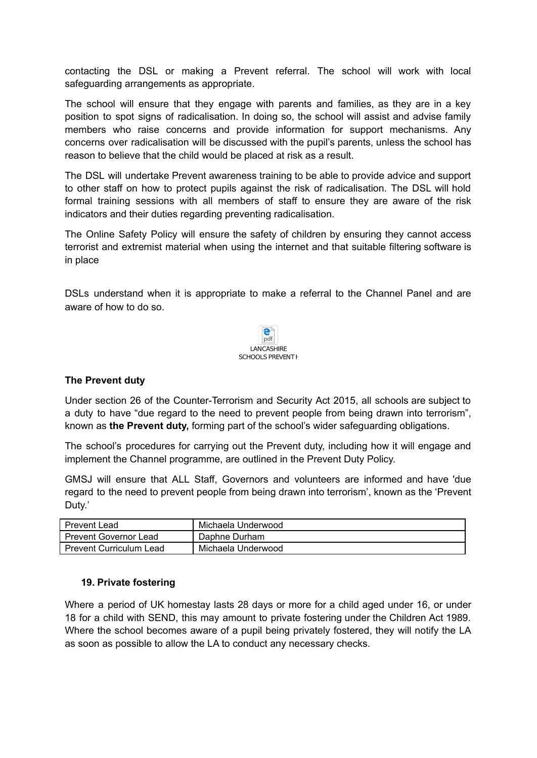contacting the DSL or making a Prevent referral. The school will work with local safeguarding arrangements as appropriate.

The school will ensure that they engage with parents and families, as they are in a key position to spot signs of radicalisation. In doing so, the school will assist and advise family members who raise concerns and provide information for support mechanisms. Any concerns over radicalisation will be discussed with the pupil's parents, unless the school has reason to believe that the child would be placed at risk as a result.

The DSL will undertake Prevent awareness training to be able to provide advice and support to other staff on how to protect pupils against the risk of radicalisation. The DSL will hold formal training sessions with all members of staff to ensure they are aware of the risk indicators and their duties regarding preventing radicalisation.

The Online Safety Policy will ensure the safety of children by ensuring they cannot access terrorist and extremist material when using the internet and that suitable filtering software is in place

DSLs understand when it is appropriate to make a referral to the Channel Panel and are aware of how to do so.

LANCASHIRE SCHOOLS PREVENT I

**The Prevent duty**

Under section 26 of the Counter-Terrorism and Security Act 2015, all schools are subject to a duty to have "due regard to the need to prevent people from being drawn into terrorism", known as **the Prevent duty,** forming part of the school's wider safeguarding obligations.

The school's procedures for carrying out the Prevent duty, including how it will engage and implement the Channel programme, are outlined in the Prevent Duty Policy.

GMSJ will ensure that ALL Staff, Governors and volunteers are informed and have 'due regard to the need to prevent people from being drawn into terrorism', known as the 'Prevent Duty.'

| Prevent Lead | Michaela Underwood |
|---|---|
| Prevent Governor Lead | Daphne Durham |
| Prevent Curriculum Lead | Michaela Underwood |

**19. Private fostering**

Where a period of UK homestay lasts 28 days or more for a child aged under 16, or under 18 for a child with SEND, this may amount to private fostering under the Children Act 1989. Where the school becomes aware of a pupil being privately fostered, they will notify the LA as soon as possible to allow the LA to conduct any necessary checks.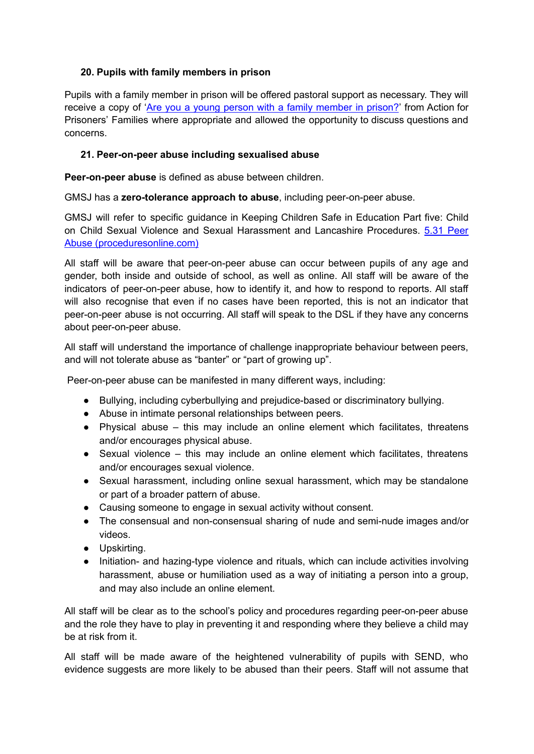## 20. Pupils with family members in prison

Pupils with a family member in prison will be offered pastoral support as necessary. They will receive a copy of '[Are you a young person with a family member in prison?](#)' from Action for Prisoners' Families where appropriate and allowed the opportunity to discuss questions and concerns.

## 21. Peer-on-peer abuse including sexualised abuse

**Peer-on-peer abuse** is defined as abuse between children.

GMSJ has a **zero-tolerance approach to abuse**, including peer-on-peer abuse.

GMSJ will refer to specific guidance in Keeping Children Safe in Education Part five: Child on Child Sexual Violence and Sexual Harassment and Lancashire Procedures. [5.31 Peer Abuse (proceduresonline.com)](#)

All staff will be aware that peer-on-peer abuse can occur between pupils of any age and gender, both inside and outside of school, as well as online. All staff will be aware of the indicators of peer-on-peer abuse, how to identify it, and how to respond to reports. All staff will also recognise that even if no cases have been reported, this is not an indicator that peer-on-peer abuse is not occurring. All staff will speak to the DSL if they have any concerns about peer-on-peer abuse.

All staff will understand the importance of challenge inappropriate behaviour between peers, and will not tolerate abuse as "banter" or "part of growing up".

Peer-on-peer abuse can be manifested in many different ways, including:

- Bullying, including cyberbullying and prejudice-based or discriminatory bullying.
- Abuse in intimate personal relationships between peers.
- Physical abuse – this may include an online element which facilitates, threatens and/or encourages physical abuse.
- Sexual violence – this may include an online element which facilitates, threatens and/or encourages sexual violence.
- Sexual harassment, including online sexual harassment, which may be standalone or part of a broader pattern of abuse.
- Causing someone to engage in sexual activity without consent.
- The consensual and non-consensual sharing of nude and semi-nude images and/or videos.
- Upskirting.
- Initiation- and hazing-type violence and rituals, which can include activities involving harassment, abuse or humiliation used as a way of initiating a person into a group, and may also include an online element.

All staff will be clear as to the school's policy and procedures regarding peer-on-peer abuse and the role they have to play in preventing it and responding where they believe a child may be at risk from it.

All staff will be made aware of the heightened vulnerability of pupils with SEND, who evidence suggests are more likely to be abused than their peers. Staff will not assume that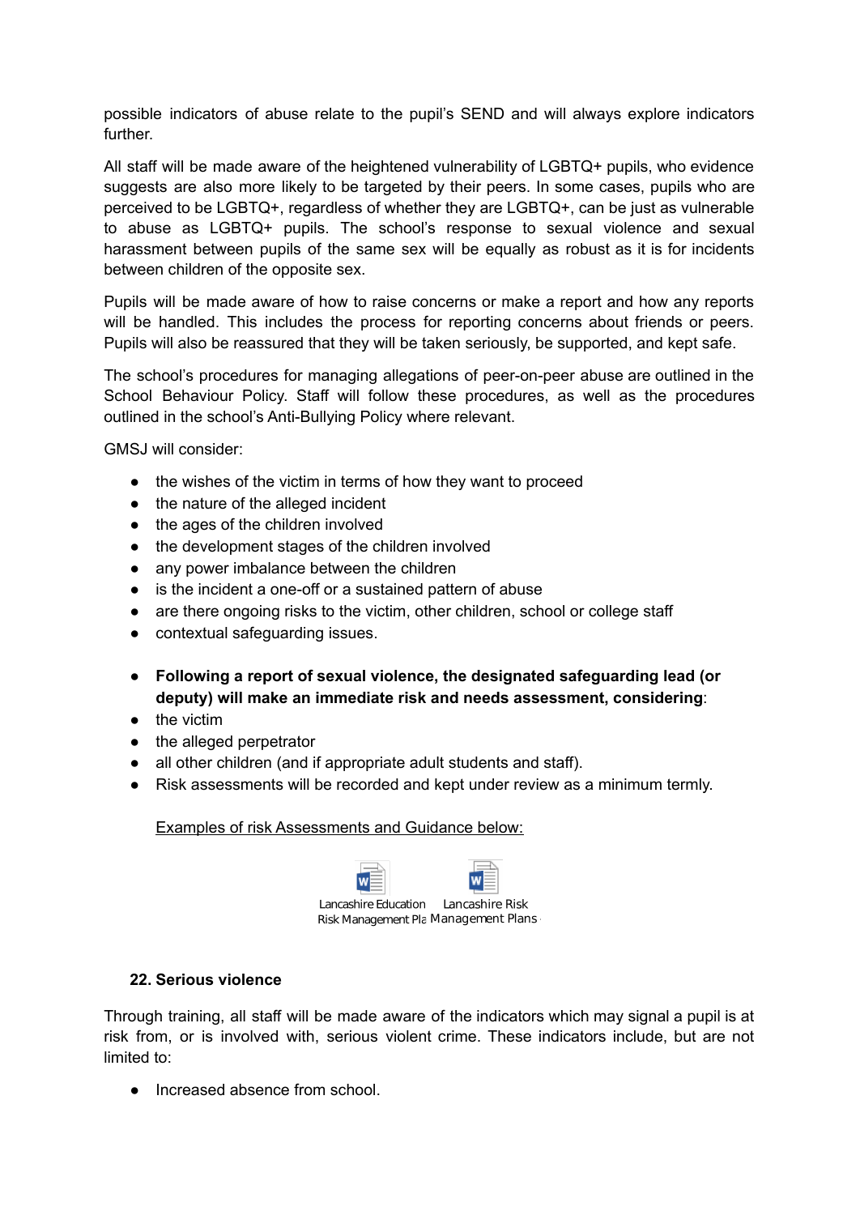possible indicators of abuse relate to the pupil's SEND and will always explore indicators further.

All staff will be made aware of the heightened vulnerability of LGBTQ+ pupils, who evidence suggests are also more likely to be targeted by their peers. In some cases, pupils who are perceived to be LGBTQ+, regardless of whether they are LGBTQ+, can be just as vulnerable to abuse as LGBTQ+ pupils. The school's response to sexual violence and sexual harassment between pupils of the same sex will be equally as robust as it is for incidents between children of the opposite sex.

Pupils will be made aware of how to raise concerns or make a report and how any reports will be handled. This includes the process for reporting concerns about friends or peers. Pupils will also be reassured that they will be taken seriously, be supported, and kept safe.

The school's procedures for managing allegations of peer-on-peer abuse are outlined in the School Behaviour Policy. Staff will follow these procedures, as well as the procedures outlined in the school's Anti-Bullying Policy where relevant.

GMSJ will consider:

- the wishes of the victim in terms of how they want to proceed
- the nature of the alleged incident
- the ages of the children involved
- the development stages of the children involved
- any power imbalance between the children
- is the incident a one-off or a sustained pattern of abuse
- are there ongoing risks to the victim, other children, school or college staff
- contextual safeguarding issues.

- **Following a report of sexual violence, the designated safeguarding lead (or deputy) will make an immediate risk and needs assessment, considering**:
- the victim
- the alleged perpetrator
- all other children (and if appropriate adult students and staff).
- Risk assessments will be recorded and kept under review as a minimum termly.

Examples of risk Assessments and Guidance below:

Lancashire Education Risk Management Pla    Lancashire Risk Management Plans

### 22. Serious violence

Through training, all staff will be made aware of the indicators which may signal a pupil is at risk from, or is involved with, serious violent crime. These indicators include, but are not limited to:

- Increased absence from school.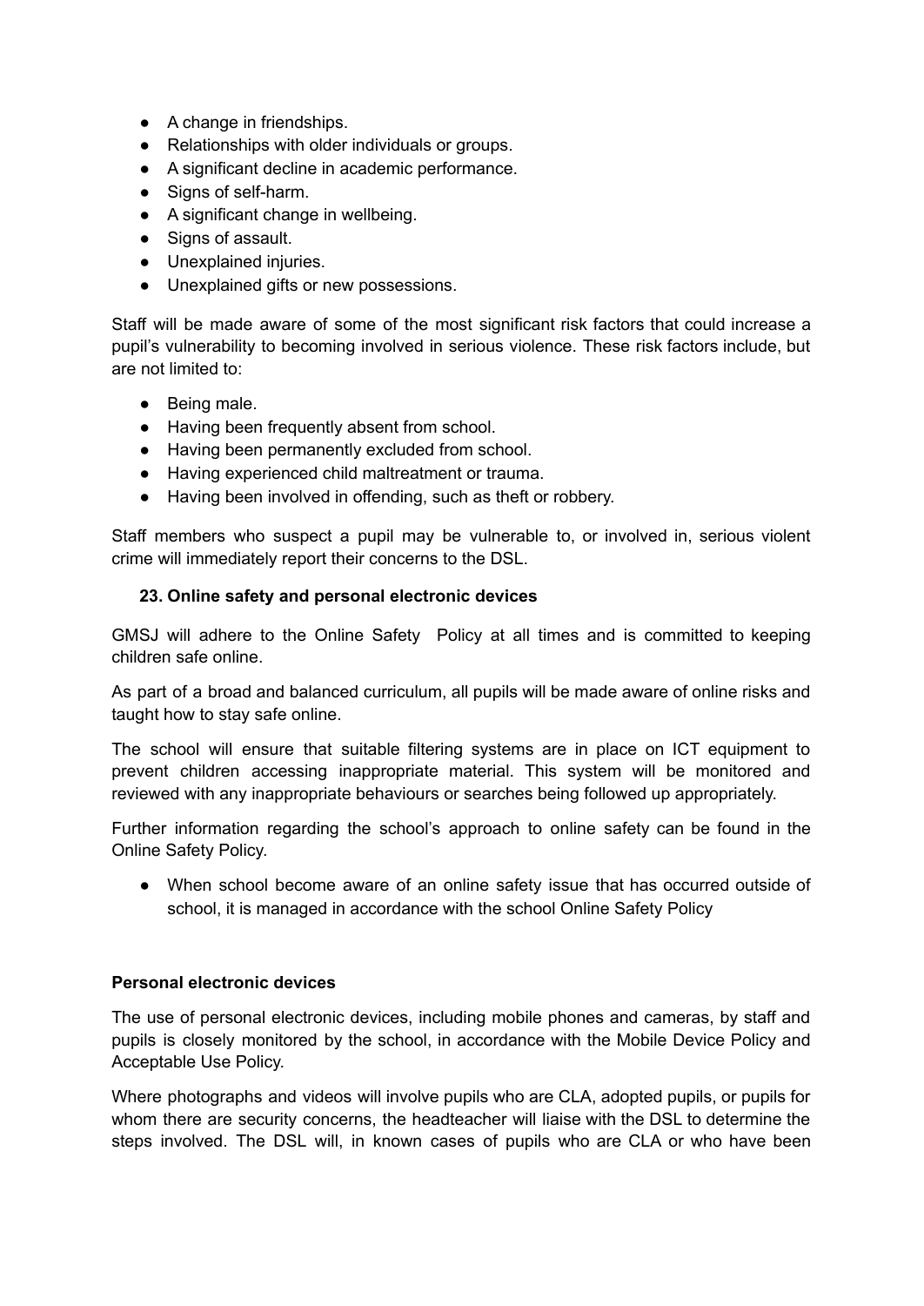- A change in friendships.
- Relationships with older individuals or groups.
- A significant decline in academic performance.
- Signs of self-harm.
- A significant change in wellbeing.
- Signs of assault.
- Unexplained injuries.
- Unexplained gifts or new possessions.

Staff will be made aware of some of the most significant risk factors that could increase a pupil's vulnerability to becoming involved in serious violence. These risk factors include, but are not limited to:

- Being male.
- Having been frequently absent from school.
- Having been permanently excluded from school.
- Having experienced child maltreatment or trauma.
- Having been involved in offending, such as theft or robbery.

Staff members who suspect a pupil may be vulnerable to, or involved in, serious violent crime will immediately report their concerns to the DSL.

### 23. Online safety and personal electronic devices

GMSJ will adhere to the Online Safety Policy at all times and is committed to keeping children safe online.

As part of a broad and balanced curriculum, all pupils will be made aware of online risks and taught how to stay safe online.

The school will ensure that suitable filtering systems are in place on ICT equipment to prevent children accessing inappropriate material. This system will be monitored and reviewed with any inappropriate behaviours or searches being followed up appropriately.

Further information regarding the school's approach to online safety can be found in the Online Safety Policy.

- When school become aware of an online safety issue that has occurred outside of school, it is managed in accordance with the school Online Safety Policy

**Personal electronic devices**

The use of personal electronic devices, including mobile phones and cameras, by staff and pupils is closely monitored by the school, in accordance with the Mobile Device Policy and Acceptable Use Policy.

Where photographs and videos will involve pupils who are CLA, adopted pupils, or pupils for whom there are security concerns, the headteacher will liaise with the DSL to determine the steps involved. The DSL will, in known cases of pupils who are CLA or who have been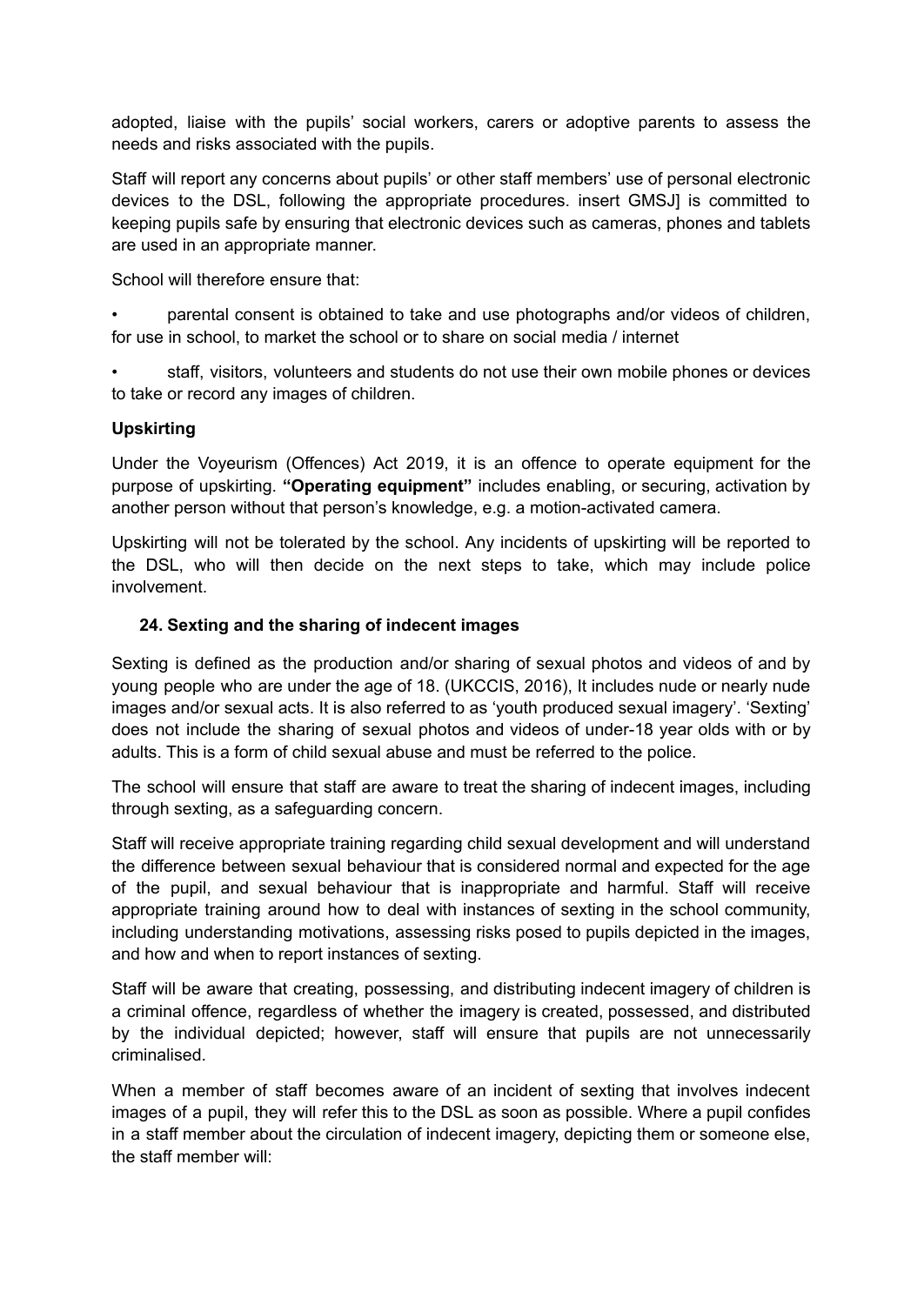adopted, liaise with the pupils' social workers, carers or adoptive parents to assess the needs and risks associated with the pupils.

Staff will report any concerns about pupils' or other staff members' use of personal electronic devices to the DSL, following the appropriate procedures. insert GMSJ] is committed to keeping pupils safe by ensuring that electronic devices such as cameras, phones and tablets are used in an appropriate manner.

School will therefore ensure that:

- parental consent is obtained to take and use photographs and/or videos of children, for use in school, to market the school or to share on social media / internet
- staff, visitors, volunteers and students do not use their own mobile phones or devices to take or record any images of children.

**Upskirting**

Under the Voyeurism (Offences) Act 2019, it is an offence to operate equipment for the purpose of upskirting. **"Operating equipment"** includes enabling, or securing, activation by another person without that person's knowledge, e.g. a motion-activated camera.

Upskirting will not be tolerated by the school. Any incidents of upskirting will be reported to the DSL, who will then decide on the next steps to take, which may include police involvement.

### 24. Sexting and the sharing of indecent images

Sexting is defined as the production and/or sharing of sexual photos and videos of and by young people who are under the age of 18. (UKCCIS, 2016), It includes nude or nearly nude images and/or sexual acts. It is also referred to as 'youth produced sexual imagery'. 'Sexting' does not include the sharing of sexual photos and videos of under-18 year olds with or by adults. This is a form of child sexual abuse and must be referred to the police.

The school will ensure that staff are aware to treat the sharing of indecent images, including through sexting, as a safeguarding concern.

Staff will receive appropriate training regarding child sexual development and will understand the difference between sexual behaviour that is considered normal and expected for the age of the pupil, and sexual behaviour that is inappropriate and harmful. Staff will receive appropriate training around how to deal with instances of sexting in the school community, including understanding motivations, assessing risks posed to pupils depicted in the images, and how and when to report instances of sexting.

Staff will be aware that creating, possessing, and distributing indecent imagery of children is a criminal offence, regardless of whether the imagery is created, possessed, and distributed by the individual depicted; however, staff will ensure that pupils are not unnecessarily criminalised.

When a member of staff becomes aware of an incident of sexting that involves indecent images of a pupil, they will refer this to the DSL as soon as possible. Where a pupil confides in a staff member about the circulation of indecent imagery, depicting them or someone else, the staff member will: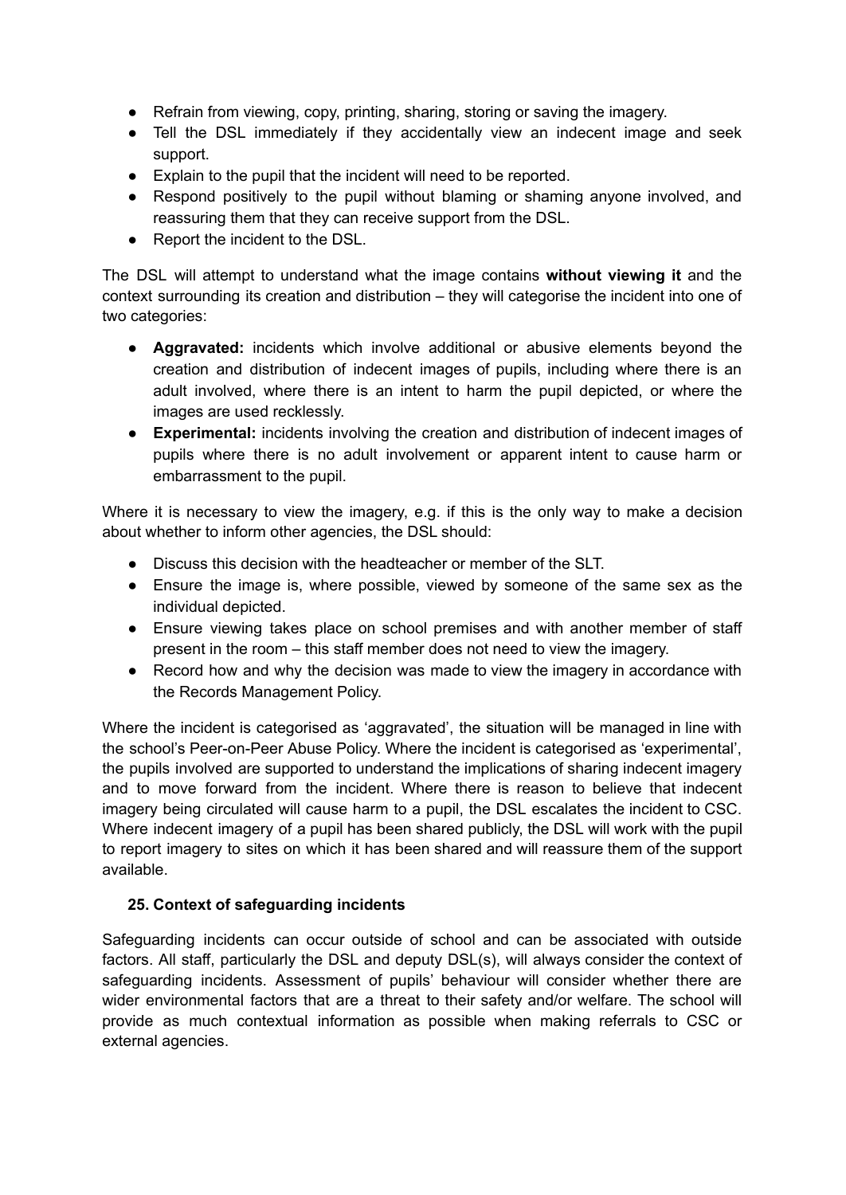- Refrain from viewing, copy, printing, sharing, storing or saving the imagery.
- Tell the DSL immediately if they accidentally view an indecent image and seek support.
- Explain to the pupil that the incident will need to be reported.
- Respond positively to the pupil without blaming or shaming anyone involved, and reassuring them that they can receive support from the DSL.
- Report the incident to the DSL.

The DSL will attempt to understand what the image contains **without viewing it** and the context surrounding its creation and distribution – they will categorise the incident into one of two categories:

- **Aggravated:** incidents which involve additional or abusive elements beyond the creation and distribution of indecent images of pupils, including where there is an adult involved, where there is an intent to harm the pupil depicted, or where the images are used recklessly.
- **Experimental:** incidents involving the creation and distribution of indecent images of pupils where there is no adult involvement or apparent intent to cause harm or embarrassment to the pupil.

Where it is necessary to view the imagery, e.g. if this is the only way to make a decision about whether to inform other agencies, the DSL should:

- Discuss this decision with the headteacher or member of the SLT.
- Ensure the image is, where possible, viewed by someone of the same sex as the individual depicted.
- Ensure viewing takes place on school premises and with another member of staff present in the room – this staff member does not need to view the imagery.
- Record how and why the decision was made to view the imagery in accordance with the Records Management Policy.

Where the incident is categorised as 'aggravated', the situation will be managed in line with the school's Peer-on-Peer Abuse Policy. Where the incident is categorised as 'experimental', the pupils involved are supported to understand the implications of sharing indecent imagery and to move forward from the incident. Where there is reason to believe that indecent imagery being circulated will cause harm to a pupil, the DSL escalates the incident to CSC. Where indecent imagery of a pupil has been shared publicly, the DSL will work with the pupil to report imagery to sites on which it has been shared and will reassure them of the support available.

### 25. Context of safeguarding incidents

Safeguarding incidents can occur outside of school and can be associated with outside factors. All staff, particularly the DSL and deputy DSL(s), will always consider the context of safeguarding incidents. Assessment of pupils' behaviour will consider whether there are wider environmental factors that are a threat to their safety and/or welfare. The school will provide as much contextual information as possible when making referrals to CSC or external agencies.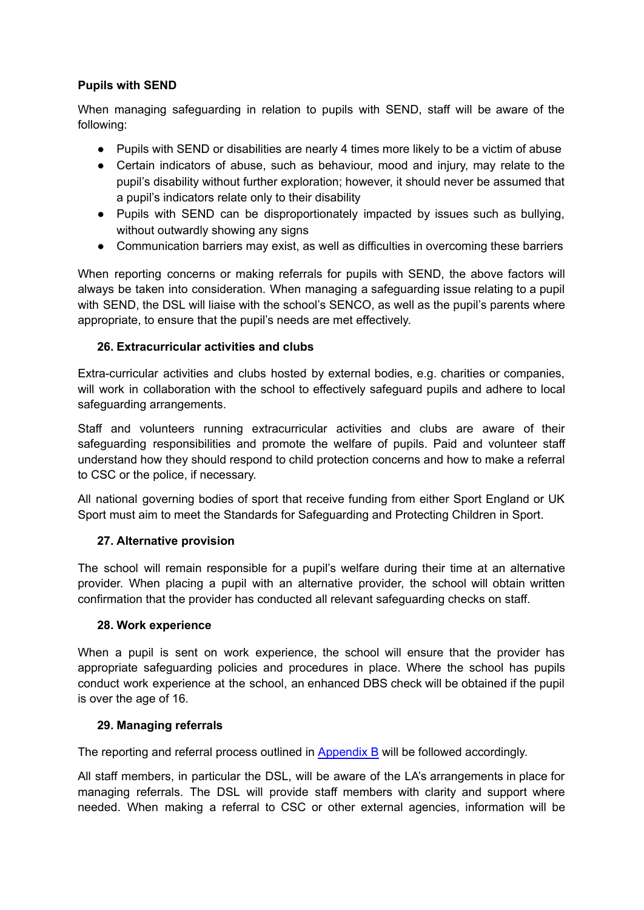**Pupils with SEND**

When managing safeguarding in relation to pupils with SEND, staff will be aware of the following:

- Pupils with SEND or disabilities are nearly 4 times more likely to be a victim of abuse
- Certain indicators of abuse, such as behaviour, mood and injury, may relate to the pupil's disability without further exploration; however, it should never be assumed that a pupil's indicators relate only to their disability
- Pupils with SEND can be disproportionately impacted by issues such as bullying, without outwardly showing any signs
- Communication barriers may exist, as well as difficulties in overcoming these barriers

When reporting concerns or making referrals for pupils with SEND, the above factors will always be taken into consideration. When managing a safeguarding issue relating to a pupil with SEND, the DSL will liaise with the school's SENCO, as well as the pupil's parents where appropriate, to ensure that the pupil's needs are met effectively.

### 26. Extracurricular activities and clubs

Extra-curricular activities and clubs hosted by external bodies, e.g. charities or companies, will work in collaboration with the school to effectively safeguard pupils and adhere to local safeguarding arrangements.

Staff and volunteers running extracurricular activities and clubs are aware of their safeguarding responsibilities and promote the welfare of pupils. Paid and volunteer staff understand how they should respond to child protection concerns and how to make a referral to CSC or the police, if necessary.

All national governing bodies of sport that receive funding from either Sport England or UK Sport must aim to meet the Standards for Safeguarding and Protecting Children in Sport.

### 27. Alternative provision

The school will remain responsible for a pupil's welfare during their time at an alternative provider. When placing a pupil with an alternative provider, the school will obtain written confirmation that the provider has conducted all relevant safeguarding checks on staff.

### 28. Work experience

When a pupil is sent on work experience, the school will ensure that the provider has appropriate safeguarding policies and procedures in place. Where the school has pupils conduct work experience at the school, an enhanced DBS check will be obtained if the pupil is over the age of 16.

### 29. Managing referrals

The reporting and referral process outlined in Appendix B will be followed accordingly.

All staff members, in particular the DSL, will be aware of the LA's arrangements in place for managing referrals. The DSL will provide staff members with clarity and support where needed. When making a referral to CSC or other external agencies, information will be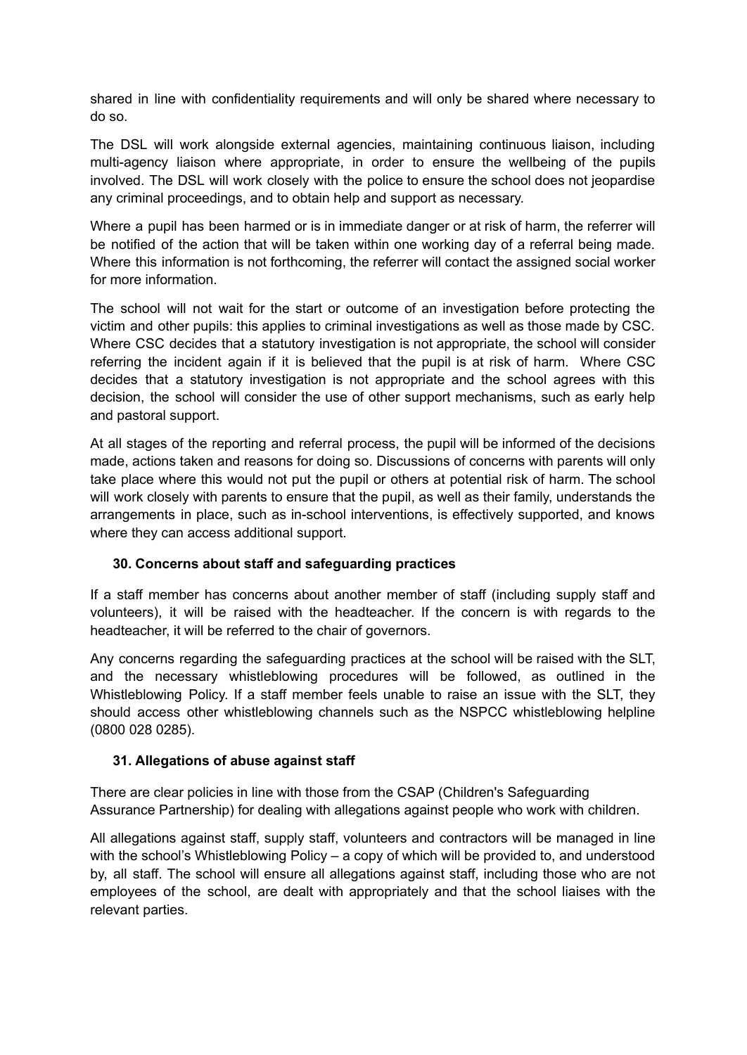shared in line with confidentiality requirements and will only be shared where necessary to do so.

The DSL will work alongside external agencies, maintaining continuous liaison, including multi-agency liaison where appropriate, in order to ensure the wellbeing of the pupils involved. The DSL will work closely with the police to ensure the school does not jeopardise any criminal proceedings, and to obtain help and support as necessary.

Where a pupil has been harmed or is in immediate danger or at risk of harm, the referrer will be notified of the action that will be taken within one working day of a referral being made. Where this information is not forthcoming, the referrer will contact the assigned social worker for more information.

The school will not wait for the start or outcome of an investigation before protecting the victim and other pupils: this applies to criminal investigations as well as those made by CSC. Where CSC decides that a statutory investigation is not appropriate, the school will consider referring the incident again if it is believed that the pupil is at risk of harm. Where CSC decides that a statutory investigation is not appropriate and the school agrees with this decision, the school will consider the use of other support mechanisms, such as early help and pastoral support.

At all stages of the reporting and referral process, the pupil will be informed of the decisions made, actions taken and reasons for doing so. Discussions of concerns with parents will only take place where this would not put the pupil or others at potential risk of harm. The school will work closely with parents to ensure that the pupil, as well as their family, understands the arrangements in place, such as in-school interventions, is effectively supported, and knows where they can access additional support.

### 30. Concerns about staff and safeguarding practices

If a staff member has concerns about another member of staff (including supply staff and volunteers), it will be raised with the headteacher. If the concern is with regards to the headteacher, it will be referred to the chair of governors.

Any concerns regarding the safeguarding practices at the school will be raised with the SLT, and the necessary whistleblowing procedures will be followed, as outlined in the Whistleblowing Policy. If a staff member feels unable to raise an issue with the SLT, they should access other whistleblowing channels such as the NSPCC whistleblowing helpline (0800 028 0285).

### 31. Allegations of abuse against staff

There are clear policies in line with those from the CSAP (Children's Safeguarding Assurance Partnership) for dealing with allegations against people who work with children.

All allegations against staff, supply staff, volunteers and contractors will be managed in line with the school's Whistleblowing Policy – a copy of which will be provided to, and understood by, all staff. The school will ensure all allegations against staff, including those who are not employees of the school, are dealt with appropriately and that the school liaises with the relevant parties.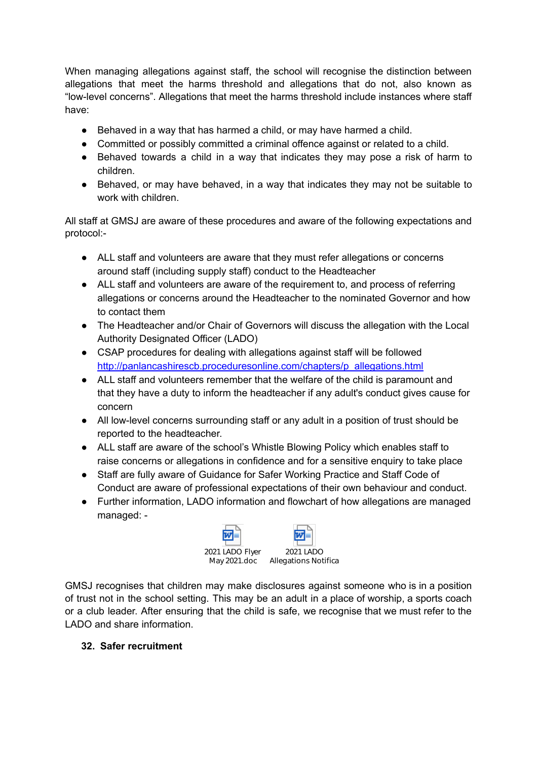When managing allegations against staff, the school will recognise the distinction between allegations that meet the harms threshold and allegations that do not, also known as "low-level concerns". Allegations that meet the harms threshold include instances where staff have:

- Behaved in a way that has harmed a child, or may have harmed a child.
- Committed or possibly committed a criminal offence against or related to a child.
- Behaved towards a child in a way that indicates they may pose a risk of harm to children.
- Behaved, or may have behaved, in a way that indicates they may not be suitable to work with children.

All staff at GMSJ are aware of these procedures and aware of the following expectations and protocol:-

- ALL staff and volunteers are aware that they must refer allegations or concerns around staff (including supply staff) conduct to the Headteacher
- ALL staff and volunteers are aware of the requirement to, and process of referring allegations or concerns around the Headteacher to the nominated Governor and how to contact them
- The Headteacher and/or Chair of Governors will discuss the allegation with the Local Authority Designated Officer (LADO)
- CSAP procedures for dealing with allegations against staff will be followed [http://panlancashirescb.proceduresonline.com/chapters/p_allegations.html](http://panlancashirescb.proceduresonline.com/chapters/p_allegations.html)
- ALL staff and volunteers remember that the welfare of the child is paramount and that they have a duty to inform the headteacher if any adult's conduct gives cause for concern
- All low-level concerns surrounding staff or any adult in a position of trust should be reported to the headteacher.
- ALL staff are aware of the school's Whistle Blowing Policy which enables staff to raise concerns or allegations in confidence and for a sensitive enquiry to take place
- Staff are fully aware of Guidance for Safer Working Practice and Staff Code of Conduct are aware of professional expectations of their own behaviour and conduct.
- Further information, LADO information and flowchart of how allegations are managed managed: -

2021 LADO Flyer May 2021.doc

2021 LADO Allegations Notifica

GMSJ recognises that children may make disclosures against someone who is in a position of trust not in the school setting. This may be an adult in a place of worship, a sports coach or a club leader. After ensuring that the child is safe, we recognise that we must refer to the LADO and share information.

## 32. Safer recruitment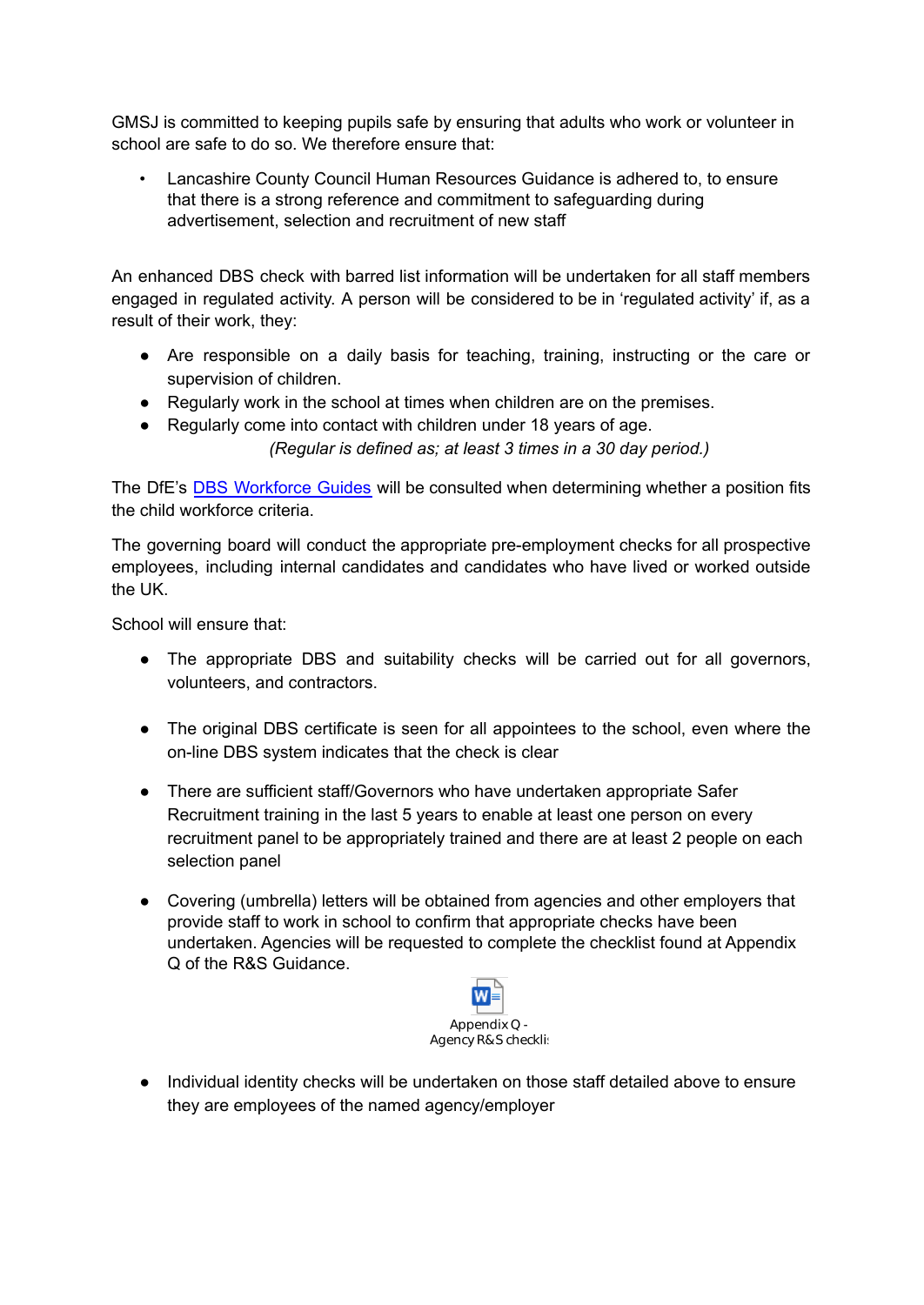GMSJ is committed to keeping pupils safe by ensuring that adults who work or volunteer in school are safe to do so. We therefore ensure that:

- Lancashire County Council Human Resources Guidance is adhered to, to ensure that there is a strong reference and commitment to safeguarding during advertisement, selection and recruitment of new staff

An enhanced DBS check with barred list information will be undertaken for all staff members engaged in regulated activity. A person will be considered to be in 'regulated activity' if, as a result of their work, they:

- Are responsible on a daily basis for teaching, training, instructing or the care or supervision of children.
- Regularly work in the school at times when children are on the premises.
- Regularly come into contact with children under 18 years of age.

*(Regular is defined as; at least 3 times in a 30 day period.)*

The DfE's DBS Workforce Guides will be consulted when determining whether a position fits the child workforce criteria.

The governing board will conduct the appropriate pre-employment checks for all prospective employees, including internal candidates and candidates who have lived or worked outside the UK.

School will ensure that:

- The appropriate DBS and suitability checks will be carried out for all governors, volunteers, and contractors.
- The original DBS certificate is seen for all appointees to the school, even where the on-line DBS system indicates that the check is clear
- There are sufficient staff/Governors who have undertaken appropriate Safer Recruitment training in the last 5 years to enable at least one person on every recruitment panel to be appropriately trained and there are at least 2 people on each selection panel
- Covering (umbrella) letters will be obtained from agencies and other employers that provide staff to work in school to confirm that appropriate checks have been undertaken. Agencies will be requested to complete the checklist found at Appendix Q of the R&S Guidance.

Appendix Q - Agency R&S checkli

- Individual identity checks will be undertaken on those staff detailed above to ensure they are employees of the named agency/employer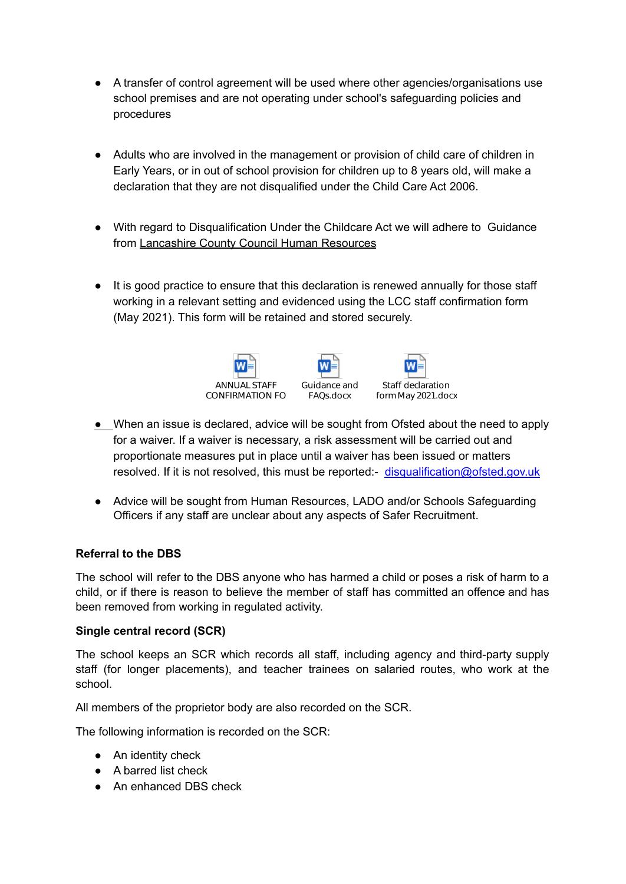- A transfer of control agreement will be used where other agencies/organisations use school premises and are not operating under school's safeguarding policies and procedures

- Adults who are involved in the management or provision of child care of children in Early Years, or in out of school provision for children up to 8 years old, will make a declaration that they are not disqualified under the Child Care Act 2006.

- With regard to Disqualification Under the Childcare Act we will adhere to Guidance from Lancashire County Council Human Resources

- It is good practice to ensure that this declaration is renewed annually for those staff working in a relevant setting and evidenced using the LCC staff confirmation form (May 2021). This form will be retained and stored securely.

ANNUAL STAFF CONFIRMATION FO    Guidance and FAQs.docx    Staff declaration form May 2021.docx

- When an issue is declared, advice will be sought from Ofsted about the need to apply for a waiver. If a waiver is necessary, a risk assessment will be carried out and proportionate measures put in place until a waiver has been issued or matters resolved. If it is not resolved, this must be reported:- disqualification@ofsted.gov.uk

- Advice will be sought from Human Resources, LADO and/or Schools Safeguarding Officers if any staff are unclear about any aspects of Safer Recruitment.

**Referral to the DBS**

The school will refer to the DBS anyone who has harmed a child or poses a risk of harm to a child, or if there is reason to believe the member of staff has committed an offence and has been removed from working in regulated activity.

**Single central record (SCR)**

The school keeps an SCR which records all staff, including agency and third-party supply staff (for longer placements), and teacher trainees on salaried routes, who work at the school.

All members of the proprietor body are also recorded on the SCR.

The following information is recorded on the SCR:

- An identity check
- A barred list check
- An enhanced DBS check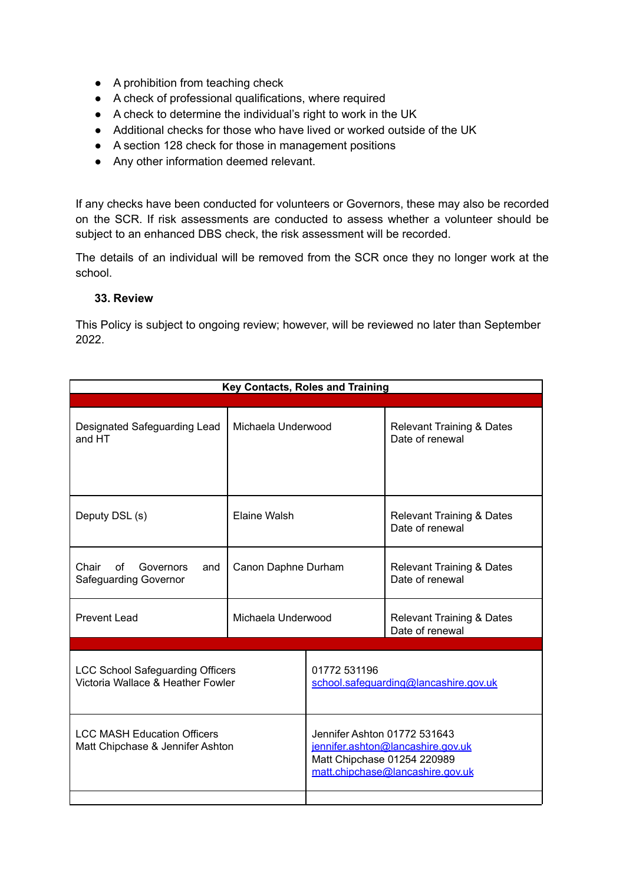- A prohibition from teaching check
- A check of professional qualifications, where required
- A check to determine the individual's right to work in the UK
- Additional checks for those who have lived or worked outside of the UK
- A section 128 check for those in management positions
- Any other information deemed relevant.

If any checks have been conducted for volunteers or Governors, these may also be recorded on the SCR. If risk assessments are conducted to assess whether a volunteer should be subject to an enhanced DBS check, the risk assessment will be recorded.

The details of an individual will be removed from the SCR once they no longer work at the school.

**33. Review**

This Policy is subject to ongoing review; however, will be reviewed no later than September 2022.

| **Key Contacts, Roles and Training** | | |
|---|---|---|
| | | |
| Designated Safeguarding Lead and HT | Michaela Underwood | Relevant Training & Dates<br>Date of renewal |
| Deputy DSL (s) | Elaine Walsh | Relevant Training & Dates<br>Date of renewal |
| Chair of Governors and Safeguarding Governor | Canon Daphne Durham | Relevant Training & Dates<br>Date of renewal |
| Prevent Lead | Michaela Underwood | Relevant Training & Dates<br>Date of renewal |

| | |
|---|---|
| LCC School Safeguarding Officers<br>Victoria Wallace & Heather Fowler | 01772 531196<br>school.safeguarding@lancashire.gov.uk |
| LCC MASH Education Officers<br>Matt Chipchase & Jennifer Ashton | Jennifer Ashton 01772 531643<br>jennifer.ashton@lancashire.gov.uk<br>Matt Chipchase 01254 220989<br>matt.chipchase@lancashire.gov.uk |
| | |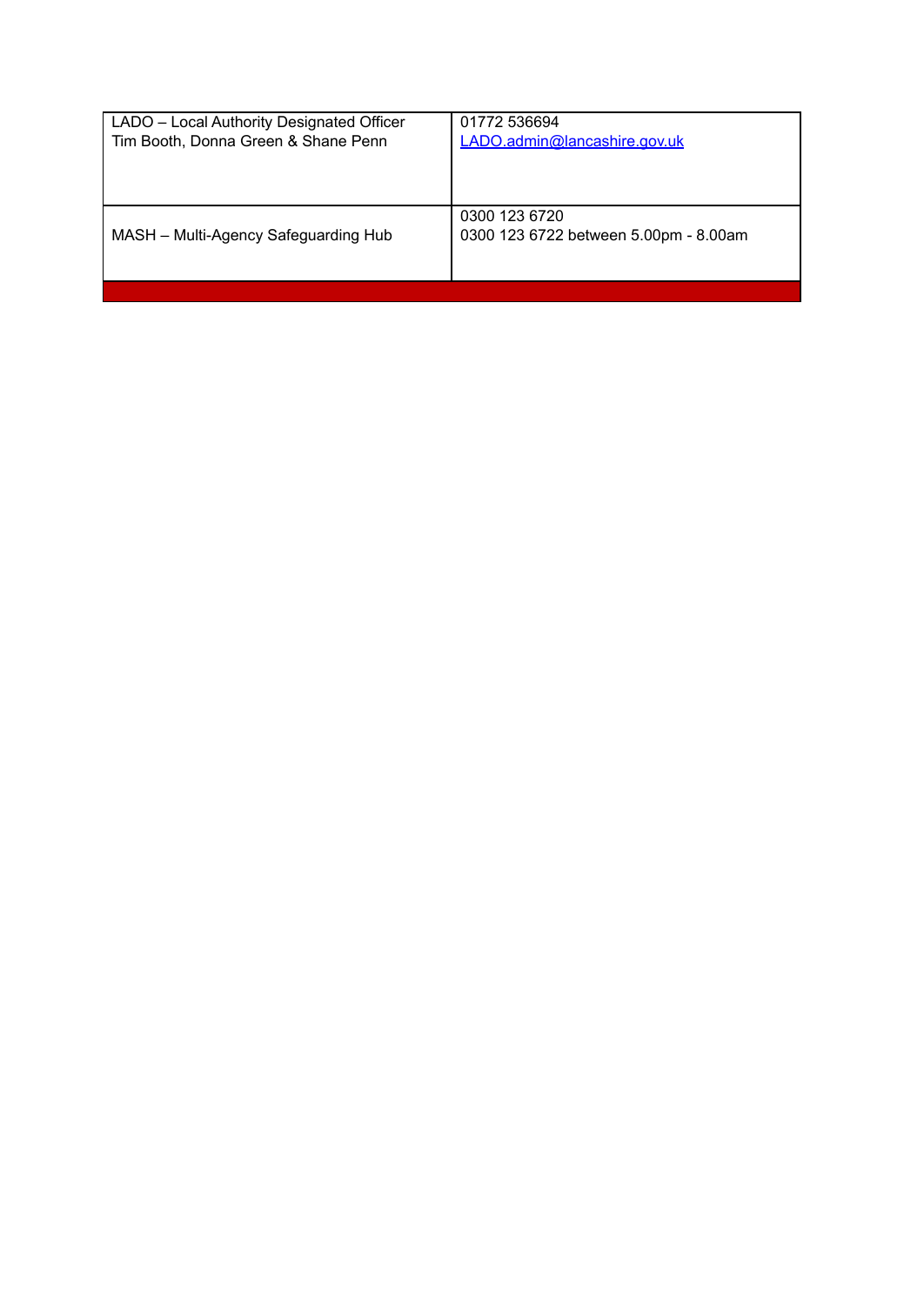| | |
|---|---|
| LADO – Local Authority Designated Officer<br>Tim Booth, Donna Green & Shane Penn | 01772 536694<br>LADO.admin@lancashire.gov.uk |
| MASH – Multi-Agency Safeguarding Hub | 0300 123 6720<br>0300 123 6722 between 5.00pm - 8.00am |